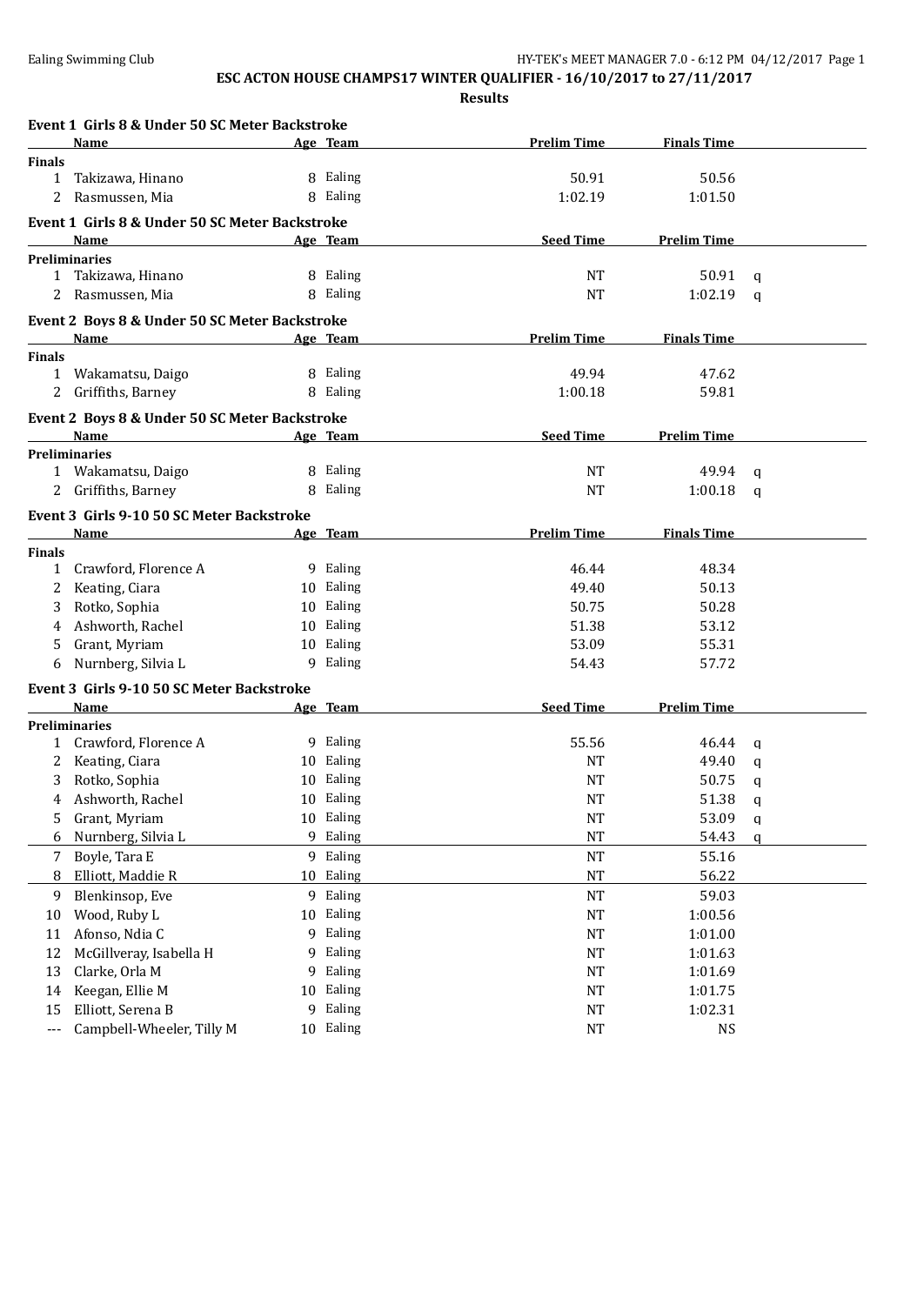**ESC ACTON HOUSE CHAMPS17 WINTER QUALIFIER - 16/10/2017 to 27/11/2017**

**Results**

### Event 1 Girls 8 & Under 50 SC Meter Backstroke

| | Name | Age | Team | Prelim Time | Finals Time |
|---|---|---|---|---|---|
| **Finals** | | | | | |
| 1 | Takizawa, Hinano | 8 | Ealing | 50.91 | 50.56 |
| 2 | Rasmussen, Mia | 8 | Ealing | 1:02.19 | 1:01.50 |

### Event 1 Girls 8 & Under 50 SC Meter Backstroke

| | Name | Age | Team | Seed Time | Prelim Time | |
|---|---|---|---|---|---|---|
| **Preliminaries** | | | | | | |
| 1 | Takizawa, Hinano | 8 | Ealing | NT | 50.91 | q |
| 2 | Rasmussen, Mia | 8 | Ealing | NT | 1:02.19 | q |

### Event 2 Boys 8 & Under 50 SC Meter Backstroke

| | Name | Age | Team | Prelim Time | Finals Time |
|---|---|---|---|---|---|
| **Finals** | | | | | |
| 1 | Wakamatsu, Daigo | 8 | Ealing | 49.94 | 47.62 |
| 2 | Griffiths, Barney | 8 | Ealing | 1:00.18 | 59.81 |

### Event 2 Boys 8 & Under 50 SC Meter Backstroke

| | Name | Age | Team | Seed Time | Prelim Time | |
|---|---|---|---|---|---|---|
| **Preliminaries** | | | | | | |
| 1 | Wakamatsu, Daigo | 8 | Ealing | NT | 49.94 | q |
| 2 | Griffiths, Barney | 8 | Ealing | NT | 1:00.18 | q |

### Event 3 Girls 9-10 50 SC Meter Backstroke

| | Name | Age | Team | Prelim Time | Finals Time |
|---|---|---|---|---|---|
| **Finals** | | | | | |
| 1 | Crawford, Florence A | 9 | Ealing | 46.44 | 48.34 |
| 2 | Keating, Ciara | 10 | Ealing | 49.40 | 50.13 |
| 3 | Rotko, Sophia | 10 | Ealing | 50.75 | 50.28 |
| 4 | Ashworth, Rachel | 10 | Ealing | 51.38 | 53.12 |
| 5 | Grant, Myriam | 10 | Ealing | 53.09 | 55.31 |
| 6 | Nurnberg, Silvia L | 9 | Ealing | 54.43 | 57.72 |

### Event 3 Girls 9-10 50 SC Meter Backstroke

| | Name | Age | Team | Seed Time | Prelim Time | |
|---|---|---|---|---|---|---|
| **Preliminaries** | | | | | | |
| 1 | Crawford, Florence A | 9 | Ealing | 55.56 | 46.44 | q |
| 2 | Keating, Ciara | 10 | Ealing | NT | 49.40 | q |
| 3 | Rotko, Sophia | 10 | Ealing | NT | 50.75 | q |
| 4 | Ashworth, Rachel | 10 | Ealing | NT | 51.38 | q |
| 5 | Grant, Myriam | 10 | Ealing | NT | 53.09 | q |
| 6 | Nurnberg, Silvia L | 9 | Ealing | NT | 54.43 | q |
| 7 | Boyle, Tara E | 9 | Ealing | NT | 55.16 | |
| 8 | Elliott, Maddie R | 10 | Ealing | NT | 56.22 | |
| 9 | Blenkinsop, Eve | 9 | Ealing | NT | 59.03 | |
| 10 | Wood, Ruby L | 10 | Ealing | NT | 1:00.56 | |
| 11 | Afonso, Ndia C | 9 | Ealing | NT | 1:01.00 | |
| 12 | McGillveray, Isabella H | 9 | Ealing | NT | 1:01.63 | |
| 13 | Clarke, Orla M | 9 | Ealing | NT | 1:01.69 | |
| 14 | Keegan, Ellie M | 10 | Ealing | NT | 1:01.75 | |
| 15 | Elliott, Serena B | 9 | Ealing | NT | 1:02.31 | |
| --- | Campbell-Wheeler, Tilly M | 10 | Ealing | NT | NS | |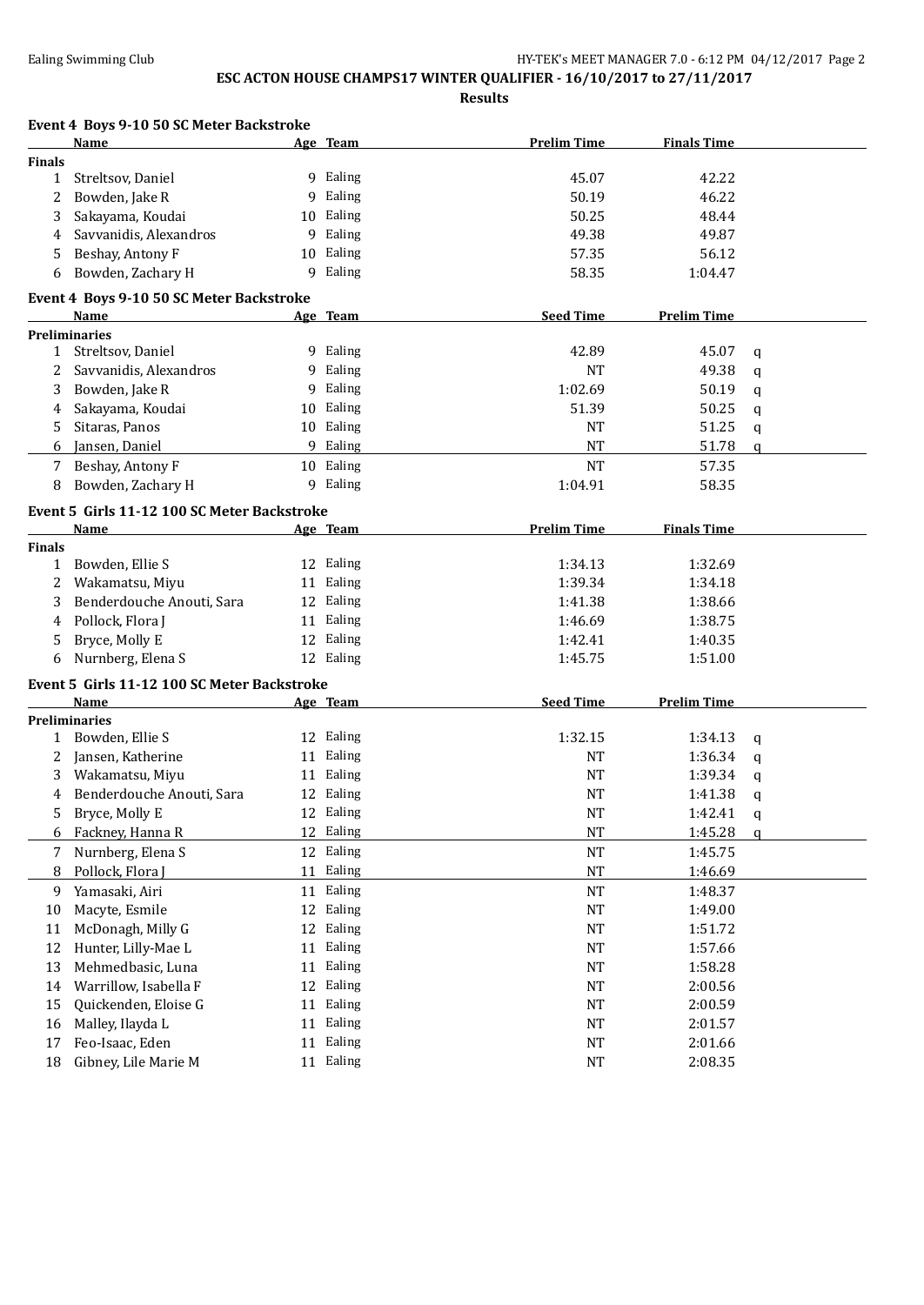**ESC ACTON HOUSE CHAMPS17 WINTER QUALIFIER - 16/10/2017 to 27/11/2017**

**Results**

### Event 4 Boys 9-10 50 SC Meter Backstroke

| | Name | Age | Team | Prelim Time | Finals Time |
|---|---|---|---|---|---|
| **Finals** | | | | | |
| 1 | Streltsov, Daniel | 9 | Ealing | 45.07 | 42.22 |
| 2 | Bowden, Jake R | 9 | Ealing | 50.19 | 46.22 |
| 3 | Sakayama, Koudai | 10 | Ealing | 50.25 | 48.44 |
| 4 | Savvanidis, Alexandros | 9 | Ealing | 49.38 | 49.87 |
| 5 | Beshay, Antony F | 10 | Ealing | 57.35 | 56.12 |
| 6 | Bowden, Zachary H | 9 | Ealing | 58.35 | 1:04.47 |

### Event 4 Boys 9-10 50 SC Meter Backstroke

| | Name | Age | Team | Seed Time | Prelim Time | |
|---|---|---|---|---|---|---|
| **Preliminaries** | | | | | | |
| 1 | Streltsov, Daniel | 9 | Ealing | 42.89 | 45.07 | q |
| 2 | Savvanidis, Alexandros | 9 | Ealing | NT | 49.38 | q |
| 3 | Bowden, Jake R | 9 | Ealing | 1:02.69 | 50.19 | q |
| 4 | Sakayama, Koudai | 10 | Ealing | 51.39 | 50.25 | q |
| 5 | Sitaras, Panos | 10 | Ealing | NT | 51.25 | q |
| 6 | Jansen, Daniel | 9 | Ealing | NT | 51.78 | q |
| 7 | Beshay, Antony F | 10 | Ealing | NT | 57.35 | |
| 8 | Bowden, Zachary H | 9 | Ealing | 1:04.91 | 58.35 | |

### Event 5 Girls 11-12 100 SC Meter Backstroke

| | Name | Age | Team | Prelim Time | Finals Time |
|---|---|---|---|---|---|
| **Finals** | | | | | |
| 1 | Bowden, Ellie S | 12 | Ealing | 1:34.13 | 1:32.69 |
| 2 | Wakamatsu, Miyu | 11 | Ealing | 1:39.34 | 1:34.18 |
| 3 | Benderdouche Anouti, Sara | 12 | Ealing | 1:41.38 | 1:38.66 |
| 4 | Pollock, Flora J | 11 | Ealing | 1:46.69 | 1:38.75 |
| 5 | Bryce, Molly E | 12 | Ealing | 1:42.41 | 1:40.35 |
| 6 | Nurnberg, Elena S | 12 | Ealing | 1:45.75 | 1:51.00 |

### Event 5 Girls 11-12 100 SC Meter Backstroke

| | Name | Age | Team | Seed Time | Prelim Time | |
|---|---|---|---|---|---|---|
| **Preliminaries** | | | | | | |
| 1 | Bowden, Ellie S | 12 | Ealing | 1:32.15 | 1:34.13 | q |
| 2 | Jansen, Katherine | 11 | Ealing | NT | 1:36.34 | q |
| 3 | Wakamatsu, Miyu | 11 | Ealing | NT | 1:39.34 | q |
| 4 | Benderdouche Anouti, Sara | 12 | Ealing | NT | 1:41.38 | q |
| 5 | Bryce, Molly E | 12 | Ealing | NT | 1:42.41 | q |
| 6 | Fackney, Hanna R | 12 | Ealing | NT | 1:45.28 | q |
| 7 | Nurnberg, Elena S | 12 | Ealing | NT | 1:45.75 | |
| 8 | Pollock, Flora J | 11 | Ealing | NT | 1:46.69 | |
| 9 | Yamasaki, Airi | 11 | Ealing | NT | 1:48.37 | |
| 10 | Macyte, Esmile | 12 | Ealing | NT | 1:49.00 | |
| 11 | McDonagh, Milly G | 12 | Ealing | NT | 1:51.72 | |
| 12 | Hunter, Lilly-Mae L | 11 | Ealing | NT | 1:57.66 | |
| 13 | Mehmedbasic, Luna | 11 | Ealing | NT | 1:58.28 | |
| 14 | Warrillow, Isabella F | 12 | Ealing | NT | 2:00.56 | |
| 15 | Quickenden, Eloise G | 11 | Ealing | NT | 2:00.59 | |
| 16 | Malley, Ilayda L | 11 | Ealing | NT | 2:01.57 | |
| 17 | Feo-Isaac, Eden | 11 | Ealing | NT | 2:01.66 | |
| 18 | Gibney, Lile Marie M | 11 | Ealing | NT | 2:08.35 | |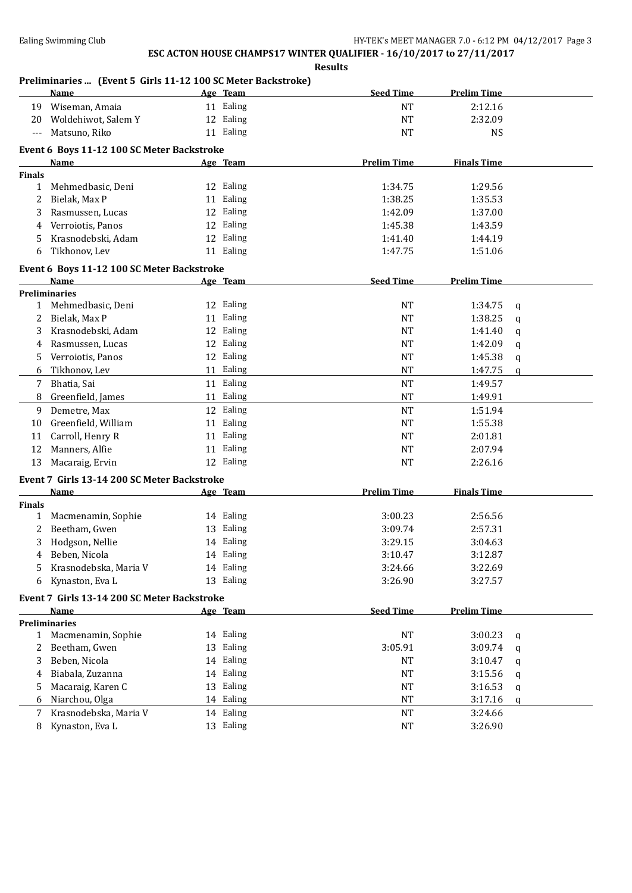## ESC ACTON HOUSE CHAMPS17 WINTER QUALIFIER - 16/10/2017 to 27/11/2017

### Results

### Preliminaries ... (Event 5 Girls 11-12 100 SC Meter Backstroke)

| | Name | Age | Team | Seed Time | Prelim Time |
|---|---|---|---|---|---|
| 19 | Wiseman, Amaia | 11 | Ealing | NT | 2:12.16 |
| 20 | Woldehiwot, Salem Y | 12 | Ealing | NT | 2:32.09 |
| --- | Matsuno, Riko | 11 | Ealing | NT | NS |

### Event 6 Boys 11-12 100 SC Meter Backstroke

**Finals**

| | Name | Age | Team | Prelim Time | Finals Time |
|---|---|---|---|---|---|
| 1 | Mehmedbasic, Deni | 12 | Ealing | 1:34.75 | 1:29.56 |
| 2 | Bielak, Max P | 11 | Ealing | 1:38.25 | 1:35.53 |
| 3 | Rasmussen, Lucas | 12 | Ealing | 1:42.09 | 1:37.00 |
| 4 | Verroiotis, Panos | 12 | Ealing | 1:45.38 | 1:43.59 |
| 5 | Krasnodebski, Adam | 12 | Ealing | 1:41.40 | 1:44.19 |
| 6 | Tikhonov, Lev | 11 | Ealing | 1:47.75 | 1:51.06 |

### Event 6 Boys 11-12 100 SC Meter Backstroke

**Preliminaries**

| | Name | Age | Team | Seed Time | Prelim Time | |
|---|---|---|---|---|---|---|
| 1 | Mehmedbasic, Deni | 12 | Ealing | NT | 1:34.75 | q |
| 2 | Bielak, Max P | 11 | Ealing | NT | 1:38.25 | q |
| 3 | Krasnodebski, Adam | 12 | Ealing | NT | 1:41.40 | q |
| 4 | Rasmussen, Lucas | 12 | Ealing | NT | 1:42.09 | q |
| 5 | Verroiotis, Panos | 12 | Ealing | NT | 1:45.38 | q |
| 6 | Tikhonov, Lev | 11 | Ealing | NT | 1:47.75 | q |
| 7 | Bhatia, Sai | 11 | Ealing | NT | 1:49.57 | |
| 8 | Greenfield, James | 11 | Ealing | NT | 1:49.91 | |
| 9 | Demetre, Max | 12 | Ealing | NT | 1:51.94 | |
| 10 | Greenfield, William | 11 | Ealing | NT | 1:55.38 | |
| 11 | Carroll, Henry R | 11 | Ealing | NT | 2:01.81 | |
| 12 | Manners, Alfie | 11 | Ealing | NT | 2:07.94 | |
| 13 | Macaraig, Ervin | 12 | Ealing | NT | 2:26.16 | |

### Event 7 Girls 13-14 200 SC Meter Backstroke

**Finals**

| | Name | Age | Team | Prelim Time | Finals Time |
|---|---|---|---|---|---|
| 1 | Macmenamin, Sophie | 14 | Ealing | 3:00.23 | 2:56.56 |
| 2 | Beetham, Gwen | 13 | Ealing | 3:09.74 | 2:57.31 |
| 3 | Hodgson, Nellie | 14 | Ealing | 3:29.15 | 3:04.63 |
| 4 | Beben, Nicola | 14 | Ealing | 3:10.47 | 3:12.87 |
| 5 | Krasnodebska, Maria V | 14 | Ealing | 3:24.66 | 3:22.69 |
| 6 | Kynaston, Eva L | 13 | Ealing | 3:26.90 | 3:27.57 |

### Event 7 Girls 13-14 200 SC Meter Backstroke

**Preliminaries**

| | Name | Age | Team | Seed Time | Prelim Time | |
|---|---|---|---|---|---|---|
| 1 | Macmenamin, Sophie | 14 | Ealing | NT | 3:00.23 | q |
| 2 | Beetham, Gwen | 13 | Ealing | 3:05.91 | 3:09.74 | q |
| 3 | Beben, Nicola | 14 | Ealing | NT | 3:10.47 | q |
| 4 | Biabala, Zuzanna | 14 | Ealing | NT | 3:15.56 | q |
| 5 | Macaraig, Karen C | 13 | Ealing | NT | 3:16.53 | q |
| 6 | Niarchou, Olga | 14 | Ealing | NT | 3:17.16 | q |
| 7 | Krasnodebska, Maria V | 14 | Ealing | NT | 3:24.66 | |
| 8 | Kynaston, Eva L | 13 | Ealing | NT | 3:26.90 | |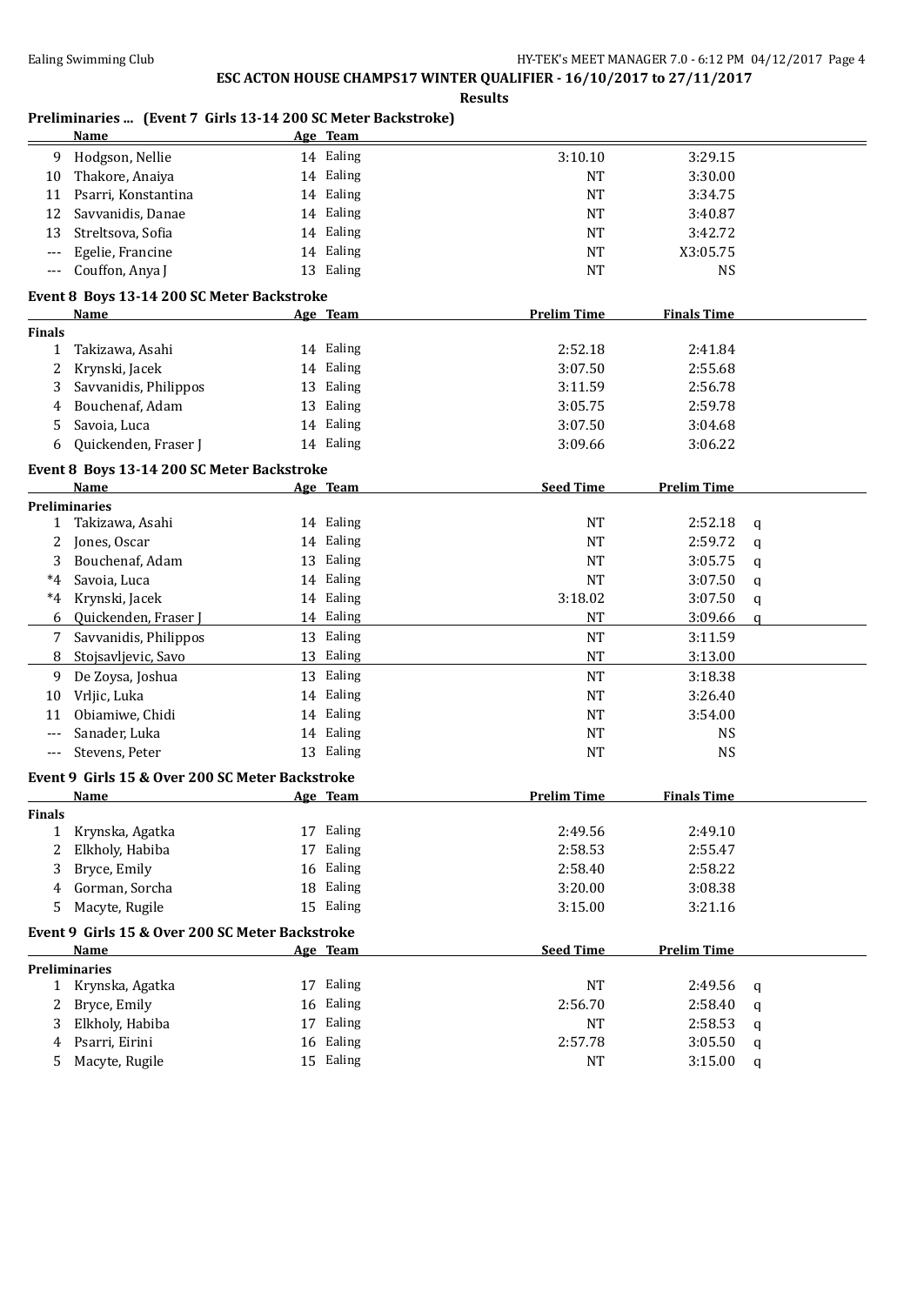**ESC ACTON HOUSE CHAMPS17 WINTER QUALIFIER - 16/10/2017 to 27/11/2017**

**Results**

### Preliminaries ... (Event 7 Girls 13-14 200 SC Meter Backstroke)

| | Name | Age | Team | | | |
|---|---|---|---|---|---|---|
| 9 | Hodgson, Nellie | 14 | Ealing | 3:10.10 | 3:29.15 | |
| 10 | Thakore, Anaiya | 14 | Ealing | NT | 3:30.00 | |
| 11 | Psarri, Konstantina | 14 | Ealing | NT | 3:34.75 | |
| 12 | Savvanidis, Danae | 14 | Ealing | NT | 3:40.87 | |
| 13 | Streltsova, Sofia | 14 | Ealing | NT | 3:42.72 | |
| --- | Egelie, Francine | 14 | Ealing | NT | X3:05.75 | |
| --- | Couffon, Anya J | 13 | Ealing | NT | NS | |

### Event 8 Boys 13-14 200 SC Meter Backstroke

| | Name | Age | Team | Prelim Time | Finals Time |
|---|---|---|---|---|---|
| **Finals** | | | | | |
| 1 | Takizawa, Asahi | 14 | Ealing | 2:52.18 | 2:41.84 |
| 2 | Krynski, Jacek | 14 | Ealing | 3:07.50 | 2:55.68 |
| 3 | Savvanidis, Philippos | 13 | Ealing | 3:11.59 | 2:56.78 |
| 4 | Bouchenaf, Adam | 13 | Ealing | 3:05.75 | 2:59.78 |
| 5 | Savoia, Luca | 14 | Ealing | 3:07.50 | 3:04.68 |
| 6 | Quickenden, Fraser J | 14 | Ealing | 3:09.66 | 3:06.22 |

### Event 8 Boys 13-14 200 SC Meter Backstroke

| | Name | Age | Team | Seed Time | Prelim Time | |
|---|---|---|---|---|---|---|
| **Preliminaries** | | | | | | |
| 1 | Takizawa, Asahi | 14 | Ealing | NT | 2:52.18 | q |
| 2 | Jones, Oscar | 14 | Ealing | NT | 2:59.72 | q |
| 3 | Bouchenaf, Adam | 13 | Ealing | NT | 3:05.75 | q |
| *4 | Savoia, Luca | 14 | Ealing | NT | 3:07.50 | q |
| *4 | Krynski, Jacek | 14 | Ealing | 3:18.02 | 3:07.50 | q |
| 6 | Quickenden, Fraser J | 14 | Ealing | NT | 3:09.66 | q |
| 7 | Savvanidis, Philippos | 13 | Ealing | NT | 3:11.59 | |
| 8 | Stojsavljevic, Savo | 13 | Ealing | NT | 3:13.00 | |
| 9 | De Zoysa, Joshua | 13 | Ealing | NT | 3:18.38 | |
| 10 | Vrljic, Luka | 14 | Ealing | NT | 3:26.40 | |
| 11 | Obiamiwe, Chidi | 14 | Ealing | NT | 3:54.00 | |
| --- | Sanader, Luka | 14 | Ealing | NT | NS | |
| --- | Stevens, Peter | 13 | Ealing | NT | NS | |

### Event 9 Girls 15 & Over 200 SC Meter Backstroke

| | Name | Age | Team | Prelim Time | Finals Time |
|---|---|---|---|---|---|
| **Finals** | | | | | |
| 1 | Krynska, Agatka | 17 | Ealing | 2:49.56 | 2:49.10 |
| 2 | Elkholy, Habiba | 17 | Ealing | 2:58.53 | 2:55.47 |
| 3 | Bryce, Emily | 16 | Ealing | 2:58.40 | 2:58.22 |
| 4 | Gorman, Sorcha | 18 | Ealing | 3:20.00 | 3:08.38 |
| 5 | Macyte, Rugile | 15 | Ealing | 3:15.00 | 3:21.16 |

### Event 9 Girls 15 & Over 200 SC Meter Backstroke

| | Name | Age | Team | Seed Time | Prelim Time | |
|---|---|---|---|---|---|---|
| **Preliminaries** | | | | | | |
| 1 | Krynska, Agatka | 17 | Ealing | NT | 2:49.56 | q |
| 2 | Bryce, Emily | 16 | Ealing | 2:56.70 | 2:58.40 | q |
| 3 | Elkholy, Habiba | 17 | Ealing | NT | 2:58.53 | q |
| 4 | Psarri, Eirini | 16 | Ealing | 2:57.78 | 3:05.50 | q |
| 5 | Macyte, Rugile | 15 | Ealing | NT | 3:15.00 | q |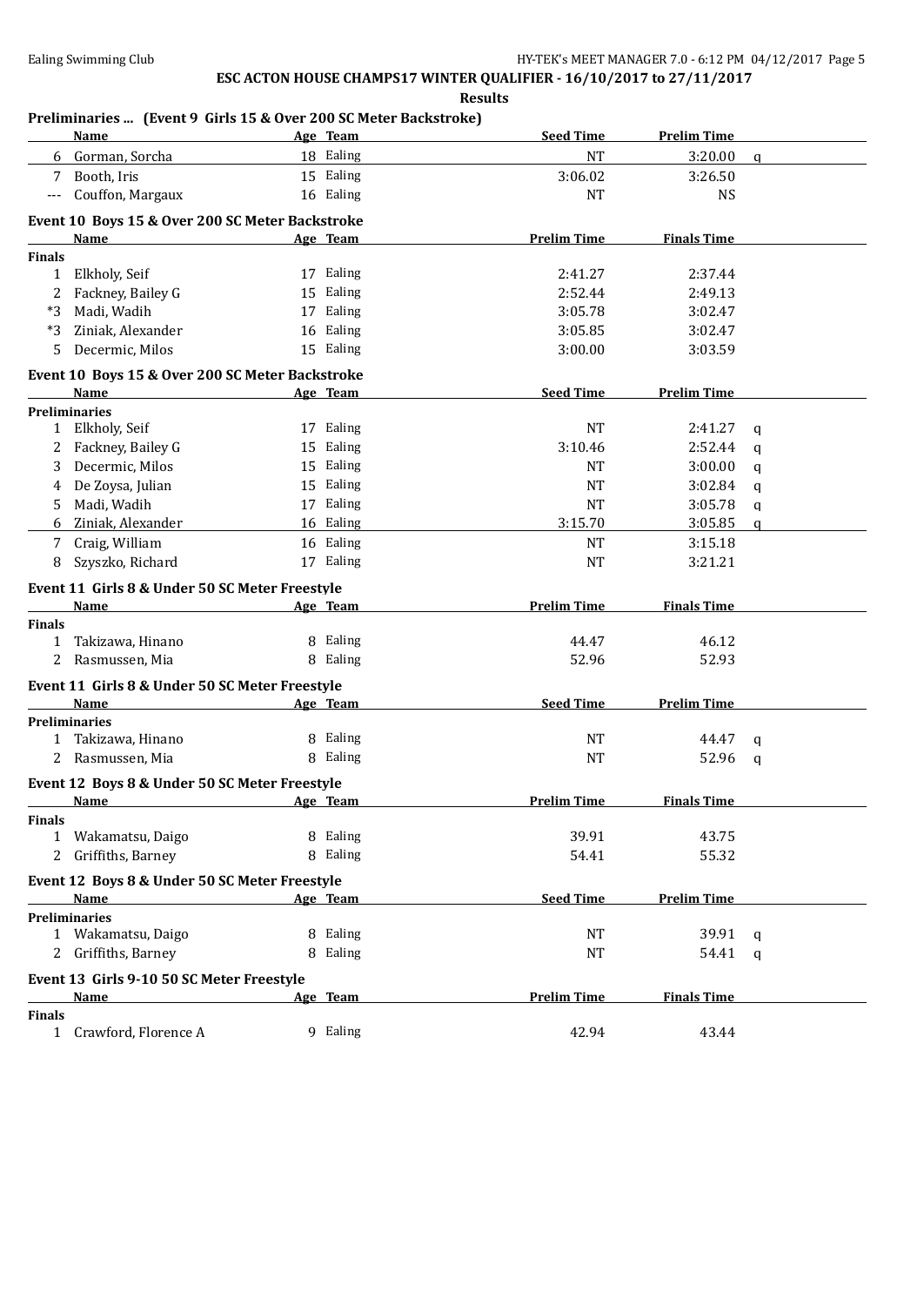**ESC ACTON HOUSE CHAMPS17 WINTER QUALIFIER - 16/10/2017 to 27/11/2017**

**Results**

### Preliminaries ... (Event 9 Girls 15 & Over 200 SC Meter Backstroke)

| | Name | Age | Team | Seed Time | Prelim Time | |
|---|---|---|---|---|---|---|
| 6 | Gorman, Sorcha | 18 | Ealing | NT | 3:20.00 | q |
| 7 | Booth, Iris | 15 | Ealing | 3:06.02 | 3:26.50 | |
| --- | Couffon, Margaux | 16 | Ealing | NT | NS | |

### Event 10 Boys 15 & Over 200 SC Meter Backstroke

| | Name | Age | Team | Prelim Time | Finals Time |
|---|---|---|---|---|---|
| **Finals** | | | | | |
| 1 | Elkholy, Seif | 17 | Ealing | 2:41.27 | 2:37.44 |
| 2 | Fackney, Bailey G | 15 | Ealing | 2:52.44 | 2:49.13 |
| *3 | Madi, Wadih | 17 | Ealing | 3:05.78 | 3:02.47 |
| *3 | Ziniak, Alexander | 16 | Ealing | 3:05.85 | 3:02.47 |
| 5 | Decermic, Milos | 15 | Ealing | 3:00.00 | 3:03.59 |

### Event 10 Boys 15 & Over 200 SC Meter Backstroke

| | Name | Age | Team | Seed Time | Prelim Time | |
|---|---|---|---|---|---|---|
| **Preliminaries** | | | | | | |
| 1 | Elkholy, Seif | 17 | Ealing | NT | 2:41.27 | q |
| 2 | Fackney, Bailey G | 15 | Ealing | 3:10.46 | 2:52.44 | q |
| 3 | Decermic, Milos | 15 | Ealing | NT | 3:00.00 | q |
| 4 | De Zoysa, Julian | 15 | Ealing | NT | 3:02.84 | q |
| 5 | Madi, Wadih | 17 | Ealing | NT | 3:05.78 | q |
| 6 | Ziniak, Alexander | 16 | Ealing | 3:15.70 | 3:05.85 | q |
| 7 | Craig, William | 16 | Ealing | NT | 3:15.18 | |
| 8 | Szyszko, Richard | 17 | Ealing | NT | 3:21.21 | |

### Event 11 Girls 8 & Under 50 SC Meter Freestyle

| | Name | Age | Team | Prelim Time | Finals Time |
|---|---|---|---|---|---|
| **Finals** | | | | | |
| 1 | Takizawa, Hinano | 8 | Ealing | 44.47 | 46.12 |
| 2 | Rasmussen, Mia | 8 | Ealing | 52.96 | 52.93 |

### Event 11 Girls 8 & Under 50 SC Meter Freestyle

| | Name | Age | Team | Seed Time | Prelim Time | |
|---|---|---|---|---|---|---|
| **Preliminaries** | | | | | | |
| 1 | Takizawa, Hinano | 8 | Ealing | NT | 44.47 | q |
| 2 | Rasmussen, Mia | 8 | Ealing | NT | 52.96 | q |

### Event 12 Boys 8 & Under 50 SC Meter Freestyle

| | Name | Age | Team | Prelim Time | Finals Time |
|---|---|---|---|---|---|
| **Finals** | | | | | |
| 1 | Wakamatsu, Daigo | 8 | Ealing | 39.91 | 43.75 |
| 2 | Griffiths, Barney | 8 | Ealing | 54.41 | 55.32 |

### Event 12 Boys 8 & Under 50 SC Meter Freestyle

| | Name | Age | Team | Seed Time | Prelim Time | |
|---|---|---|---|---|---|---|
| **Preliminaries** | | | | | | |
| 1 | Wakamatsu, Daigo | 8 | Ealing | NT | 39.91 | q |
| 2 | Griffiths, Barney | 8 | Ealing | NT | 54.41 | q |

### Event 13 Girls 9-10 50 SC Meter Freestyle

| | Name | Age | Team | Prelim Time | Finals Time |
|---|---|---|---|---|---|
| **Finals** | | | | | |
| 1 | Crawford, Florence A | 9 | Ealing | 42.94 | 43.44 |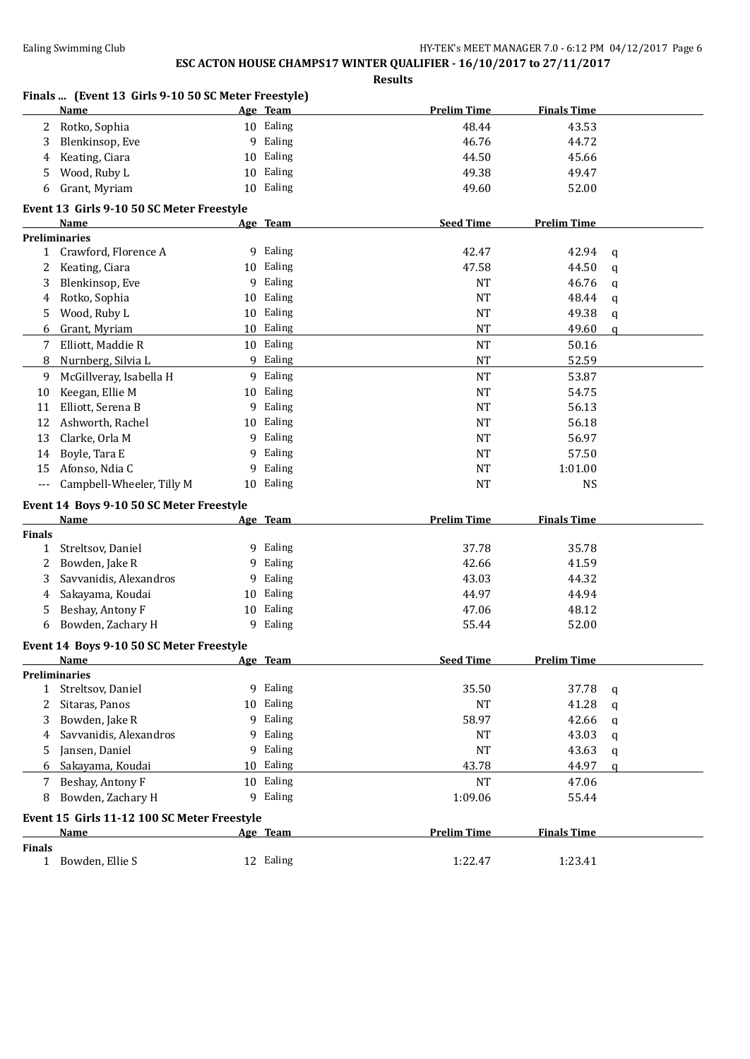**ESC ACTON HOUSE CHAMPS17 WINTER QUALIFIER - 16/10/2017 to 27/11/2017**

**Results**

### Finals ... (Event 13 Girls 9-10 50 SC Meter Freestyle)

| | Name | Age | Team | Prelim Time | Finals Time |
|---|---|---|---|---|---|
| 2 | Rotko, Sophia | 10 | Ealing | 48.44 | 43.53 |
| 3 | Blenkinsop, Eve | 9 | Ealing | 46.76 | 44.72 |
| 4 | Keating, Ciara | 10 | Ealing | 44.50 | 45.66 |
| 5 | Wood, Ruby L | 10 | Ealing | 49.38 | 49.47 |
| 6 | Grant, Myriam | 10 | Ealing | 49.60 | 52.00 |

### Event 13 Girls 9-10 50 SC Meter Freestyle

**Preliminaries**

| | Name | Age | Team | Seed Time | Prelim Time | |
|---|---|---|---|---|---|---|
| 1 | Crawford, Florence A | 9 | Ealing | 42.47 | 42.94 | q |
| 2 | Keating, Ciara | 10 | Ealing | 47.58 | 44.50 | q |
| 3 | Blenkinsop, Eve | 9 | Ealing | NT | 46.76 | q |
| 4 | Rotko, Sophia | 10 | Ealing | NT | 48.44 | q |
| 5 | Wood, Ruby L | 10 | Ealing | NT | 49.38 | q |
| 6 | Grant, Myriam | 10 | Ealing | NT | 49.60 | q |
| 7 | Elliott, Maddie R | 10 | Ealing | NT | 50.16 | |
| 8 | Nurnberg, Silvia L | 9 | Ealing | NT | 52.59 | |
| 9 | McGillveray, Isabella H | 9 | Ealing | NT | 53.87 | |
| 10 | Keegan, Ellie M | 10 | Ealing | NT | 54.75 | |
| 11 | Elliott, Serena B | 9 | Ealing | NT | 56.13 | |
| 12 | Ashworth, Rachel | 10 | Ealing | NT | 56.18 | |
| 13 | Clarke, Orla M | 9 | Ealing | NT | 56.97 | |
| 14 | Boyle, Tara E | 9 | Ealing | NT | 57.50 | |
| 15 | Afonso, Ndia C | 9 | Ealing | NT | 1:01.00 | |
| --- | Campbell-Wheeler, Tilly M | 10 | Ealing | NT | NS | |

### Event 14 Boys 9-10 50 SC Meter Freestyle

**Finals**

| | Name | Age | Team | Prelim Time | Finals Time |
|---|---|---|---|---|---|
| 1 | Streltsov, Daniel | 9 | Ealing | 37.78 | 35.78 |
| 2 | Bowden, Jake R | 9 | Ealing | 42.66 | 41.59 |
| 3 | Savvanidis, Alexandros | 9 | Ealing | 43.03 | 44.32 |
| 4 | Sakayama, Koudai | 10 | Ealing | 44.97 | 44.94 |
| 5 | Beshay, Antony F | 10 | Ealing | 47.06 | 48.12 |
| 6 | Bowden, Zachary H | 9 | Ealing | 55.44 | 52.00 |

### Event 14 Boys 9-10 50 SC Meter Freestyle

**Preliminaries**

| | Name | Age | Team | Seed Time | Prelim Time | |
|---|---|---|---|---|---|---|
| 1 | Streltsov, Daniel | 9 | Ealing | 35.50 | 37.78 | q |
| 2 | Sitaras, Panos | 10 | Ealing | NT | 41.28 | q |
| 3 | Bowden, Jake R | 9 | Ealing | 58.97 | 42.66 | q |
| 4 | Savvanidis, Alexandros | 9 | Ealing | NT | 43.03 | q |
| 5 | Jansen, Daniel | 9 | Ealing | NT | 43.63 | q |
| 6 | Sakayama, Koudai | 10 | Ealing | 43.78 | 44.97 | q |
| 7 | Beshay, Antony F | 10 | Ealing | NT | 47.06 | |
| 8 | Bowden, Zachary H | 9 | Ealing | 1:09.06 | 55.44 | |

### Event 15 Girls 11-12 100 SC Meter Freestyle

**Finals**

| | Name | Age | Team | Prelim Time | Finals Time |
|---|---|---|---|---|---|
| 1 | Bowden, Ellie S | 12 | Ealing | 1:22.47 | 1:23.41 |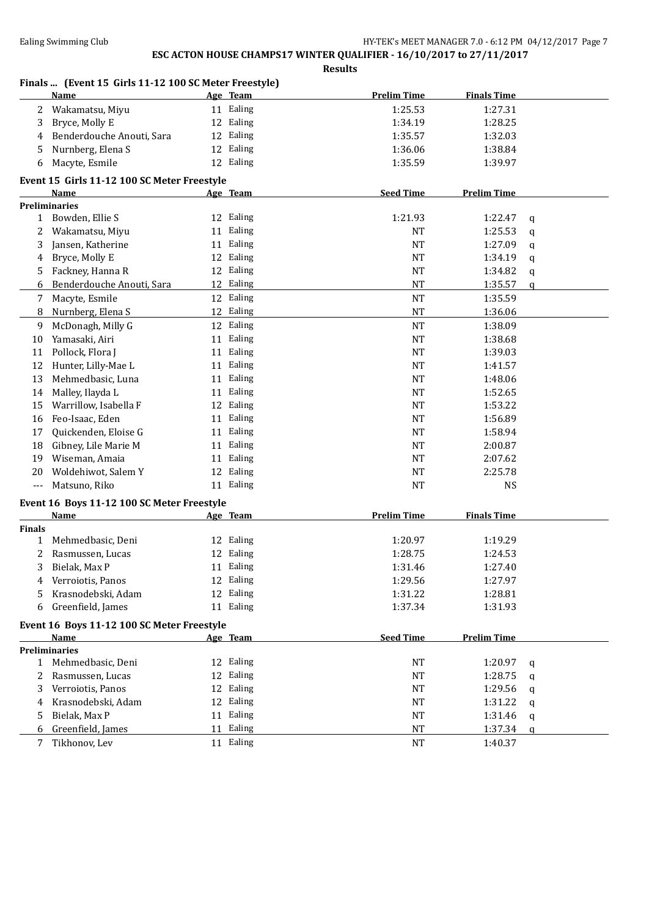## ESC ACTON HOUSE CHAMPS17 WINTER QUALIFIER - 16/10/2017 to 27/11/2017

**Results**

### Finals ... (Event 15 Girls 11-12 100 SC Meter Freestyle)

| | Name | Age | Team | Prelim Time | Finals Time |
|---|---|---|---|---|---|
| 2 | Wakamatsu, Miyu | 11 | Ealing | 1:25.53 | 1:27.31 |
| 3 | Bryce, Molly E | 12 | Ealing | 1:34.19 | 1:28.25 |
| 4 | Benderdouche Anouti, Sara | 12 | Ealing | 1:35.57 | 1:32.03 |
| 5 | Nurnberg, Elena S | 12 | Ealing | 1:36.06 | 1:38.84 |
| 6 | Macyte, Esmile | 12 | Ealing | 1:35.59 | 1:39.97 |

### Event 15 Girls 11-12 100 SC Meter Freestyle

| | Name | Age | Team | Seed Time | Prelim Time | |
|---|---|---|---|---|---|---|
| **Preliminaries** | | | | | | |
| 1 | Bowden, Ellie S | 12 | Ealing | 1:21.93 | 1:22.47 | q |
| 2 | Wakamatsu, Miyu | 11 | Ealing | NT | 1:25.53 | q |
| 3 | Jansen, Katherine | 11 | Ealing | NT | 1:27.09 | q |
| 4 | Bryce, Molly E | 12 | Ealing | NT | 1:34.19 | q |
| 5 | Fackney, Hanna R | 12 | Ealing | NT | 1:34.82 | q |
| 6 | Benderdouche Anouti, Sara | 12 | Ealing | NT | 1:35.57 | q |
| 7 | Macyte, Esmile | 12 | Ealing | NT | 1:35.59 | |
| 8 | Nurnberg, Elena S | 12 | Ealing | NT | 1:36.06 | |
| 9 | McDonagh, Milly G | 12 | Ealing | NT | 1:38.09 | |
| 10 | Yamasaki, Airi | 11 | Ealing | NT | 1:38.68 | |
| 11 | Pollock, Flora J | 11 | Ealing | NT | 1:39.03 | |
| 12 | Hunter, Lilly-Mae L | 11 | Ealing | NT | 1:41.57 | |
| 13 | Mehmedbasic, Luna | 11 | Ealing | NT | 1:48.06 | |
| 14 | Malley, Ilayda L | 11 | Ealing | NT | 1:52.65 | |
| 15 | Warrillow, Isabella F | 12 | Ealing | NT | 1:53.22 | |
| 16 | Feo-Isaac, Eden | 11 | Ealing | NT | 1:56.89 | |
| 17 | Quickenden, Eloise G | 11 | Ealing | NT | 1:58.94 | |
| 18 | Gibney, Lile Marie M | 11 | Ealing | NT | 2:00.87 | |
| 19 | Wiseman, Amaia | 11 | Ealing | NT | 2:07.62 | |
| 20 | Woldehiwot, Salem Y | 12 | Ealing | NT | 2:25.78 | |
| --- | Matsuno, Riko | 11 | Ealing | NT | NS | |

### Event 16 Boys 11-12 100 SC Meter Freestyle

| | Name | Age | Team | Prelim Time | Finals Time |
|---|---|---|---|---|---|
| **Finals** | | | | | |
| 1 | Mehmedbasic, Deni | 12 | Ealing | 1:20.97 | 1:19.29 |
| 2 | Rasmussen, Lucas | 12 | Ealing | 1:28.75 | 1:24.53 |
| 3 | Bielak, Max P | 11 | Ealing | 1:31.46 | 1:27.40 |
| 4 | Verroiotis, Panos | 12 | Ealing | 1:29.56 | 1:27.97 |
| 5 | Krasnodebski, Adam | 12 | Ealing | 1:31.22 | 1:28.81 |
| 6 | Greenfield, James | 11 | Ealing | 1:37.34 | 1:31.93 |

### Event 16 Boys 11-12 100 SC Meter Freestyle

| | Name | Age | Team | Seed Time | Prelim Time | |
|---|---|---|---|---|---|---|
| **Preliminaries** | | | | | | |
| 1 | Mehmedbasic, Deni | 12 | Ealing | NT | 1:20.97 | q |
| 2 | Rasmussen, Lucas | 12 | Ealing | NT | 1:28.75 | q |
| 3 | Verroiotis, Panos | 12 | Ealing | NT | 1:29.56 | q |
| 4 | Krasnodebski, Adam | 12 | Ealing | NT | 1:31.22 | q |
| 5 | Bielak, Max P | 11 | Ealing | NT | 1:31.46 | q |
| 6 | Greenfield, James | 11 | Ealing | NT | 1:37.34 | q |
| 7 | Tikhonov, Lev | 11 | Ealing | NT | 1:40.37 | |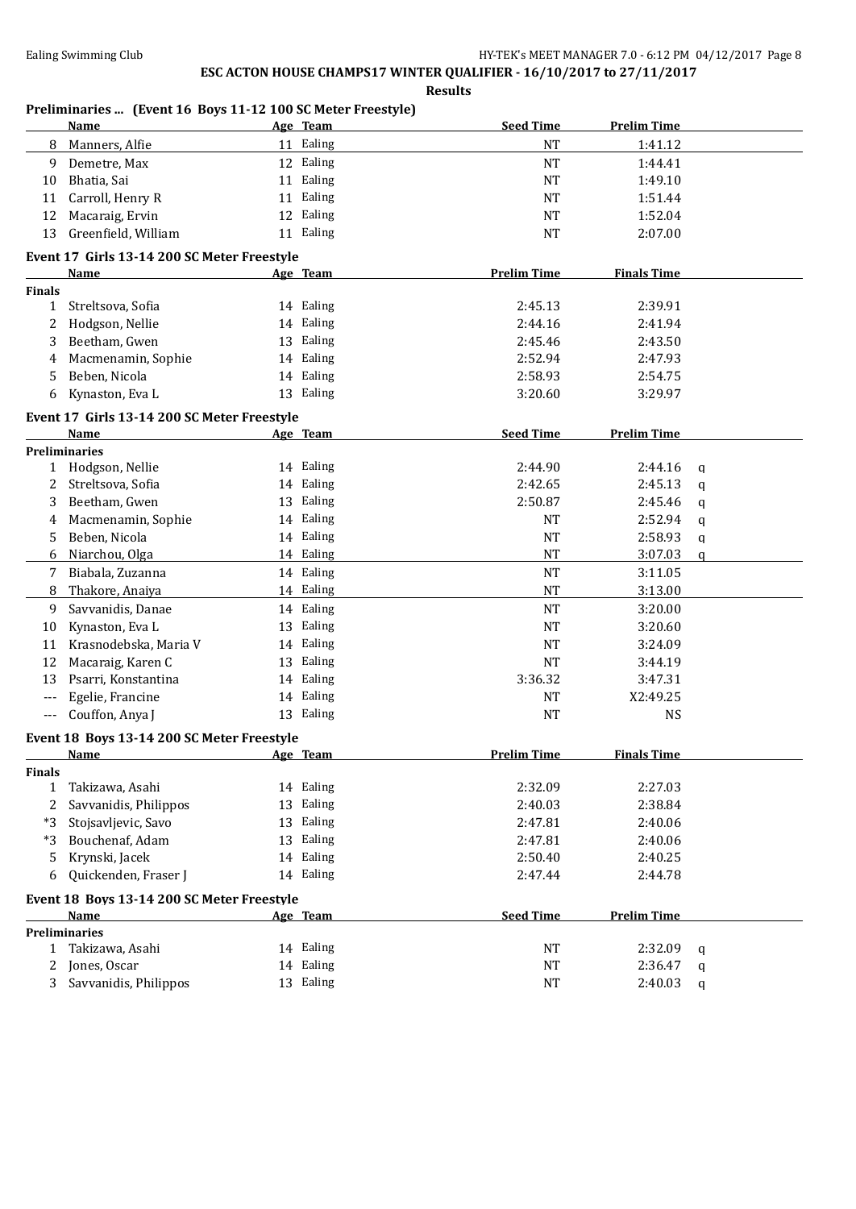**ESC ACTON HOUSE CHAMPS17 WINTER QUALIFIER - 16/10/2017 to 27/11/2017**

**Results**

### Preliminaries ... (Event 16 Boys 11-12 100 SC Meter Freestyle)

| | Name | Age | Team | Seed Time | Prelim Time | |
|---|---|---|---|---|---|---|
| 8 | Manners, Alfie | 11 | Ealing | NT | 1:41.12 | |
| 9 | Demetre, Max | 12 | Ealing | NT | 1:44.41 | |
| 10 | Bhatia, Sai | 11 | Ealing | NT | 1:49.10 | |
| 11 | Carroll, Henry R | 11 | Ealing | NT | 1:51.44 | |
| 12 | Macaraig, Ervin | 12 | Ealing | NT | 1:52.04 | |
| 13 | Greenfield, William | 11 | Ealing | NT | 2:07.00 | |

### Event 17 Girls 13-14 200 SC Meter Freestyle

| | Name | Age | Team | Prelim Time | Finals Time |
|---|---|---|---|---|---|
| **Finals** | | | | | |
| 1 | Streltsova, Sofia | 14 | Ealing | 2:45.13 | 2:39.91 |
| 2 | Hodgson, Nellie | 14 | Ealing | 2:44.16 | 2:41.94 |
| 3 | Beetham, Gwen | 13 | Ealing | 2:45.46 | 2:43.50 |
| 4 | Macmenamin, Sophie | 14 | Ealing | 2:52.94 | 2:47.93 |
| 5 | Beben, Nicola | 14 | Ealing | 2:58.93 | 2:54.75 |
| 6 | Kynaston, Eva L | 13 | Ealing | 3:20.60 | 3:29.97 |

### Event 17 Girls 13-14 200 SC Meter Freestyle

| | Name | Age | Team | Seed Time | Prelim Time | |
|---|---|---|---|---|---|---|
| **Preliminaries** | | | | | | |
| 1 | Hodgson, Nellie | 14 | Ealing | 2:44.90 | 2:44.16 | q |
| 2 | Streltsova, Sofia | 14 | Ealing | 2:42.65 | 2:45.13 | q |
| 3 | Beetham, Gwen | 13 | Ealing | 2:50.87 | 2:45.46 | q |
| 4 | Macmenamin, Sophie | 14 | Ealing | NT | 2:52.94 | q |
| 5 | Beben, Nicola | 14 | Ealing | NT | 2:58.93 | q |
| 6 | Niarchou, Olga | 14 | Ealing | NT | 3:07.03 | q |
| 7 | Biabala, Zuzanna | 14 | Ealing | NT | 3:11.05 | |
| 8 | Thakore, Anaiya | 14 | Ealing | NT | 3:13.00 | |
| 9 | Savvanidis, Danae | 14 | Ealing | NT | 3:20.00 | |
| 10 | Kynaston, Eva L | 13 | Ealing | NT | 3:20.60 | |
| 11 | Krasnodebska, Maria V | 14 | Ealing | NT | 3:24.09 | |
| 12 | Macaraig, Karen C | 13 | Ealing | NT | 3:44.19 | |
| 13 | Psarri, Konstantina | 14 | Ealing | 3:36.32 | 3:47.31 | |
| --- | Egelie, Francine | 14 | Ealing | NT | X2:49.25 | |
| --- | Couffon, Anya J | 13 | Ealing | NT | NS | |

### Event 18 Boys 13-14 200 SC Meter Freestyle

| | Name | Age | Team | Prelim Time | Finals Time |
|---|---|---|---|---|---|
| **Finals** | | | | | |
| 1 | Takizawa, Asahi | 14 | Ealing | 2:32.09 | 2:27.03 |
| 2 | Savvanidis, Philippos | 13 | Ealing | 2:40.03 | 2:38.84 |
| *3 | Stojsavljevic, Savo | 13 | Ealing | 2:47.81 | 2:40.06 |
| *3 | Bouchenaf, Adam | 13 | Ealing | 2:47.81 | 2:40.06 |
| 5 | Krynski, Jacek | 14 | Ealing | 2:50.40 | 2:40.25 |
| 6 | Quickenden, Fraser J | 14 | Ealing | 2:47.44 | 2:44.78 |

### Event 18 Boys 13-14 200 SC Meter Freestyle

| | Name | Age | Team | Seed Time | Prelim Time | |
|---|---|---|---|---|---|---|
| **Preliminaries** | | | | | | |
| 1 | Takizawa, Asahi | 14 | Ealing | NT | 2:32.09 | q |
| 2 | Jones, Oscar | 14 | Ealing | NT | 2:36.47 | q |
| 3 | Savvanidis, Philippos | 13 | Ealing | NT | 2:40.03 | q |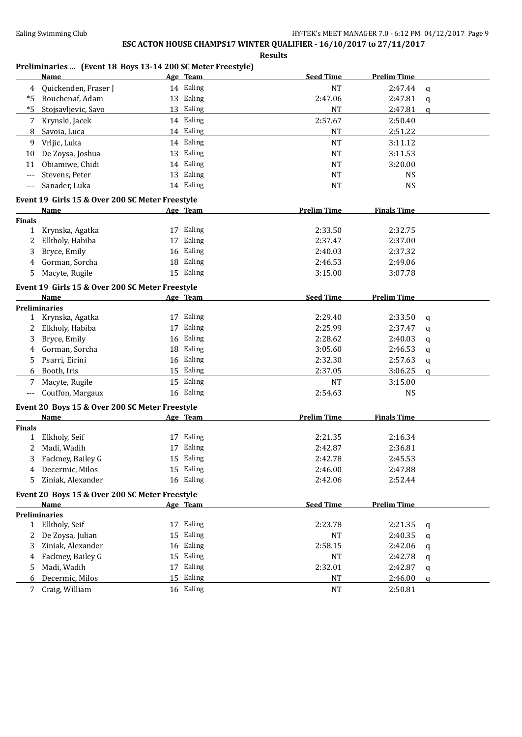## ESC ACTON HOUSE CHAMPS17 WINTER QUALIFIER - 16/10/2017 to 27/11/2017

**Results**

### Preliminaries ... (Event 18 Boys 13-14 200 SC Meter Freestyle)

| | Name | Age | Team | Seed Time | Prelim Time | |
|---|---|---|---|---|---|---|
| 4 | Quickenden, Fraser J | 14 | Ealing | NT | 2:47.44 | q |
| *5 | Bouchenaf, Adam | 13 | Ealing | 2:47.06 | 2:47.81 | q |
| *5 | Stojsavljevic, Savo | 13 | Ealing | NT | 2:47.81 | q |
| 7 | Krynski, Jacek | 14 | Ealing | 2:57.67 | 2:50.40 | |
| 8 | Savoia, Luca | 14 | Ealing | NT | 2:51.22 | |
| 9 | Vrljic, Luka | 14 | Ealing | NT | 3:11.12 | |
| 10 | De Zoysa, Joshua | 13 | Ealing | NT | 3:11.53 | |
| 11 | Obiamiwe, Chidi | 14 | Ealing | NT | 3:20.00 | |
| --- | Stevens, Peter | 13 | Ealing | NT | NS | |
| --- | Sanader, Luka | 14 | Ealing | NT | NS | |

### Event 19 Girls 15 & Over 200 SC Meter Freestyle

| | Name | Age | Team | Prelim Time | Finals Time |
|---|---|---|---|---|---|
| **Finals** | | | | | |
| 1 | Krynska, Agatka | 17 | Ealing | 2:33.50 | 2:32.75 |
| 2 | Elkholy, Habiba | 17 | Ealing | 2:37.47 | 2:37.00 |
| 3 | Bryce, Emily | 16 | Ealing | 2:40.03 | 2:37.32 |
| 4 | Gorman, Sorcha | 18 | Ealing | 2:46.53 | 2:49.06 |
| 5 | Macyte, Rugile | 15 | Ealing | 3:15.00 | 3:07.78 |

### Event 19 Girls 15 & Over 200 SC Meter Freestyle

| | Name | Age | Team | Seed Time | Prelim Time | |
|---|---|---|---|---|---|---|
| **Preliminaries** | | | | | | |
| 1 | Krynska, Agatka | 17 | Ealing | 2:29.40 | 2:33.50 | q |
| 2 | Elkholy, Habiba | 17 | Ealing | 2:25.99 | 2:37.47 | q |
| 3 | Bryce, Emily | 16 | Ealing | 2:28.62 | 2:40.03 | q |
| 4 | Gorman, Sorcha | 18 | Ealing | 3:05.60 | 2:46.53 | q |
| 5 | Psarri, Eirini | 16 | Ealing | 2:32.30 | 2:57.63 | q |
| 6 | Booth, Iris | 15 | Ealing | 2:37.05 | 3:06.25 | q |
| 7 | Macyte, Rugile | 15 | Ealing | NT | 3:15.00 | |
| --- | Couffon, Margaux | 16 | Ealing | 2:54.63 | NS | |

### Event 20 Boys 15 & Over 200 SC Meter Freestyle

| | Name | Age | Team | Prelim Time | Finals Time |
|---|---|---|---|---|---|
| **Finals** | | | | | |
| 1 | Elkholy, Seif | 17 | Ealing | 2:21.35 | 2:16.34 |
| 2 | Madi, Wadih | 17 | Ealing | 2:42.87 | 2:36.81 |
| 3 | Fackney, Bailey G | 15 | Ealing | 2:42.78 | 2:45.53 |
| 4 | Decermic, Milos | 15 | Ealing | 2:46.00 | 2:47.88 |
| 5 | Ziniak, Alexander | 16 | Ealing | 2:42.06 | 2:52.44 |

### Event 20 Boys 15 & Over 200 SC Meter Freestyle

| | Name | Age | Team | Seed Time | Prelim Time | |
|---|---|---|---|---|---|---|
| **Preliminaries** | | | | | | |
| 1 | Elkholy, Seif | 17 | Ealing | 2:23.78 | 2:21.35 | q |
| 2 | De Zoysa, Julian | 15 | Ealing | NT | 2:40.35 | q |
| 3 | Ziniak, Alexander | 16 | Ealing | 2:58.15 | 2:42.06 | q |
| 4 | Fackney, Bailey G | 15 | Ealing | NT | 2:42.78 | q |
| 5 | Madi, Wadih | 17 | Ealing | 2:32.01 | 2:42.87 | q |
| 6 | Decermic, Milos | 15 | Ealing | NT | 2:46.00 | q |
| 7 | Craig, William | 16 | Ealing | NT | 2:50.81 | |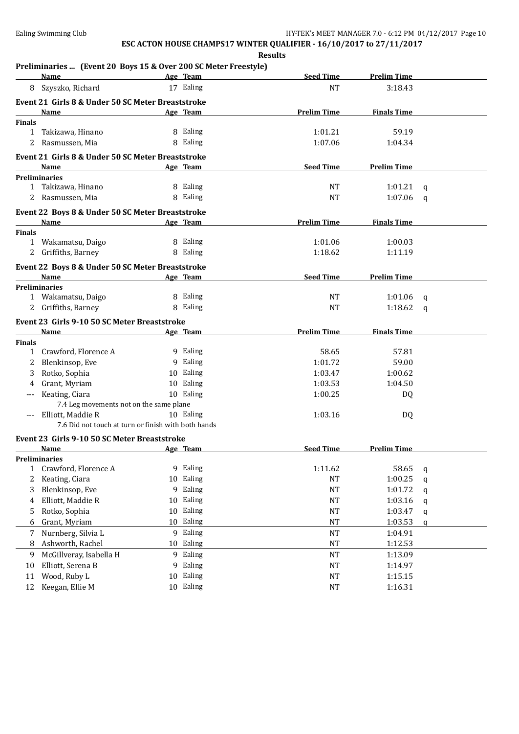**ESC ACTON HOUSE CHAMPS17 WINTER QUALIFIER - 16/10/2017 to 27/11/2017**

**Results**

### Preliminaries ... (Event 20 Boys 15 & Over 200 SC Meter Freestyle)

| | Name | Age | Team | Seed Time | Prelim Time | |
|---|---|---|---|---|---|---|
| 8 | Szyszko, Richard | 17 | Ealing | NT | 3:18.43 | |

### Event 21 Girls 8 & Under 50 SC Meter Breaststroke

| | Name | Age | Team | Prelim Time | Finals Time |
|---|---|---|---|---|---|
| **Finals** | | | | | |
| 1 | Takizawa, Hinano | 8 | Ealing | 1:01.21 | 59.19 |
| 2 | Rasmussen, Mia | 8 | Ealing | 1:07.06 | 1:04.34 |

### Event 21 Girls 8 & Under 50 SC Meter Breaststroke

| | Name | Age | Team | Seed Time | Prelim Time | |
|---|---|---|---|---|---|---|
| **Preliminaries** | | | | | | |
| 1 | Takizawa, Hinano | 8 | Ealing | NT | 1:01.21 | q |
| 2 | Rasmussen, Mia | 8 | Ealing | NT | 1:07.06 | q |

### Event 22 Boys 8 & Under 50 SC Meter Breaststroke

| | Name | Age | Team | Prelim Time | Finals Time |
|---|---|---|---|---|---|
| **Finals** | | | | | |
| 1 | Wakamatsu, Daigo | 8 | Ealing | 1:01.06 | 1:00.03 |
| 2 | Griffiths, Barney | 8 | Ealing | 1:18.62 | 1:11.19 |

### Event 22 Boys 8 & Under 50 SC Meter Breaststroke

| | Name | Age | Team | Seed Time | Prelim Time | |
|---|---|---|---|---|---|---|
| **Preliminaries** | | | | | | |
| 1 | Wakamatsu, Daigo | 8 | Ealing | NT | 1:01.06 | q |
| 2 | Griffiths, Barney | 8 | Ealing | NT | 1:18.62 | q |

### Event 23 Girls 9-10 50 SC Meter Breaststroke

| | Name | Age | Team | Prelim Time | Finals Time |
|---|---|---|---|---|---|
| **Finals** | | | | | |
| 1 | Crawford, Florence A | 9 | Ealing | 58.65 | 57.81 |
| 2 | Blenkinsop, Eve | 9 | Ealing | 1:01.72 | 59.00 |
| 3 | Rotko, Sophia | 10 | Ealing | 1:03.47 | 1:00.62 |
| 4 | Grant, Myriam | 10 | Ealing | 1:03.53 | 1:04.50 |
| --- | Keating, Ciara | 10 | Ealing | 1:00.25 | DQ |
| | 7.4 Leg movements not on the same plane | | | | |
| --- | Elliott, Maddie R | 10 | Ealing | 1:03.16 | DQ |
| | 7.6 Did not touch at turn or finish with both hands | | | | |

### Event 23 Girls 9-10 50 SC Meter Breaststroke

| | Name | Age | Team | Seed Time | Prelim Time | |
|---|---|---|---|---|---|---|
| **Preliminaries** | | | | | | |
| 1 | Crawford, Florence A | 9 | Ealing | 1:11.62 | 58.65 | q |
| 2 | Keating, Ciara | 10 | Ealing | NT | 1:00.25 | q |
| 3 | Blenkinsop, Eve | 9 | Ealing | NT | 1:01.72 | q |
| 4 | Elliott, Maddie R | 10 | Ealing | NT | 1:03.16 | q |
| 5 | Rotko, Sophia | 10 | Ealing | NT | 1:03.47 | q |
| 6 | Grant, Myriam | 10 | Ealing | NT | 1:03.53 | q |
| 7 | Nurnberg, Silvia L | 9 | Ealing | NT | 1:04.91 | |
| 8 | Ashworth, Rachel | 10 | Ealing | NT | 1:12.53 | |
| 9 | McGillveray, Isabella H | 9 | Ealing | NT | 1:13.09 | |
| 10 | Elliott, Serena B | 9 | Ealing | NT | 1:14.97 | |
| 11 | Wood, Ruby L | 10 | Ealing | NT | 1:15.15 | |
| 12 | Keegan, Ellie M | 10 | Ealing | NT | 1:16.31 | |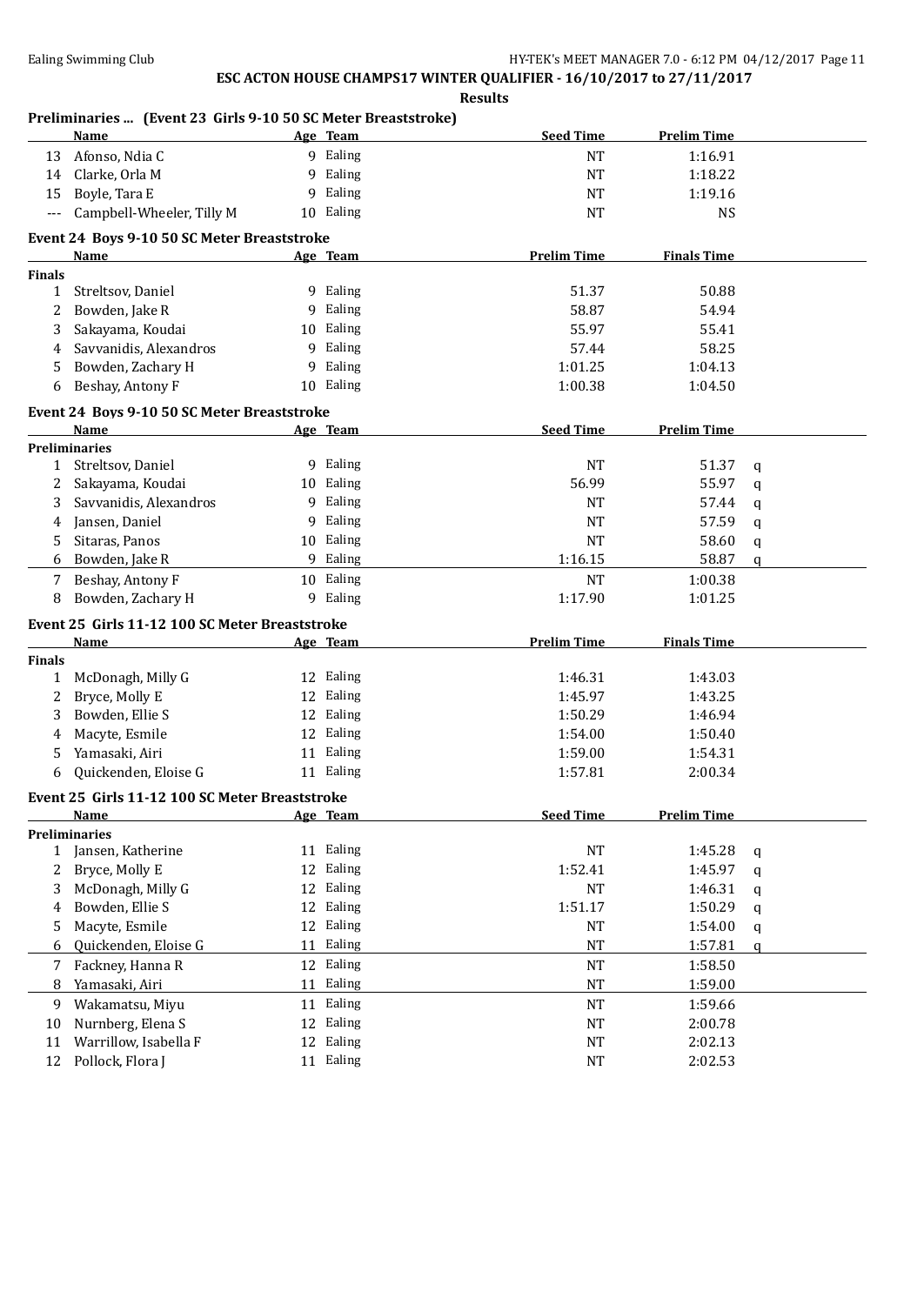**ESC ACTON HOUSE CHAMPS17 WINTER QUALIFIER - 16/10/2017 to 27/11/2017**

**Results**

### Preliminaries ... (Event 23 Girls 9-10 50 SC Meter Breaststroke)

| | Name | Age | Team | Seed Time | Prelim Time | |
|---|---|---|---|---|---|---|
| 13 | Afonso, Ndia C | 9 | Ealing | NT | 1:16.91 | |
| 14 | Clarke, Orla M | 9 | Ealing | NT | 1:18.22 | |
| 15 | Boyle, Tara E | 9 | Ealing | NT | 1:19.16 | |
| --- | Campbell-Wheeler, Tilly M | 10 | Ealing | NT | NS | |

### Event 24 Boys 9-10 50 SC Meter Breaststroke

| | Name | Age | Team | Prelim Time | Finals Time |
|---|---|---|---|---|---|
| **Finals** | | | | | |
| 1 | Streltsov, Daniel | 9 | Ealing | 51.37 | 50.88 |
| 2 | Bowden, Jake R | 9 | Ealing | 58.87 | 54.94 |
| 3 | Sakayama, Koudai | 10 | Ealing | 55.97 | 55.41 |
| 4 | Savvanidis, Alexandros | 9 | Ealing | 57.44 | 58.25 |
| 5 | Bowden, Zachary H | 9 | Ealing | 1:01.25 | 1:04.13 |
| 6 | Beshay, Antony F | 10 | Ealing | 1:00.38 | 1:04.50 |

### Event 24 Boys 9-10 50 SC Meter Breaststroke

| | Name | Age | Team | Seed Time | Prelim Time | |
|---|---|---|---|---|---|---|
| **Preliminaries** | | | | | | |
| 1 | Streltsov, Daniel | 9 | Ealing | NT | 51.37 | q |
| 2 | Sakayama, Koudai | 10 | Ealing | 56.99 | 55.97 | q |
| 3 | Savvanidis, Alexandros | 9 | Ealing | NT | 57.44 | q |
| 4 | Jansen, Daniel | 9 | Ealing | NT | 57.59 | q |
| 5 | Sitaras, Panos | 10 | Ealing | NT | 58.60 | q |
| 6 | Bowden, Jake R | 9 | Ealing | 1:16.15 | 58.87 | q |
| 7 | Beshay, Antony F | 10 | Ealing | NT | 1:00.38 | |
| 8 | Bowden, Zachary H | 9 | Ealing | 1:17.90 | 1:01.25 | |

### Event 25 Girls 11-12 100 SC Meter Breaststroke

| | Name | Age | Team | Prelim Time | Finals Time |
|---|---|---|---|---|---|
| **Finals** | | | | | |
| 1 | McDonagh, Milly G | 12 | Ealing | 1:46.31 | 1:43.03 |
| 2 | Bryce, Molly E | 12 | Ealing | 1:45.97 | 1:43.25 |
| 3 | Bowden, Ellie S | 12 | Ealing | 1:50.29 | 1:46.94 |
| 4 | Macyte, Esmile | 12 | Ealing | 1:54.00 | 1:50.40 |
| 5 | Yamasaki, Airi | 11 | Ealing | 1:59.00 | 1:54.31 |
| 6 | Quickenden, Eloise G | 11 | Ealing | 1:57.81 | 2:00.34 |

### Event 25 Girls 11-12 100 SC Meter Breaststroke

| | Name | Age | Team | Seed Time | Prelim Time | |
|---|---|---|---|---|---|---|
| **Preliminaries** | | | | | | |
| 1 | Jansen, Katherine | 11 | Ealing | NT | 1:45.28 | q |
| 2 | Bryce, Molly E | 12 | Ealing | 1:52.41 | 1:45.97 | q |
| 3 | McDonagh, Milly G | 12 | Ealing | NT | 1:46.31 | q |
| 4 | Bowden, Ellie S | 12 | Ealing | 1:51.17 | 1:50.29 | q |
| 5 | Macyte, Esmile | 12 | Ealing | NT | 1:54.00 | q |
| 6 | Quickenden, Eloise G | 11 | Ealing | NT | 1:57.81 | q |
| 7 | Fackney, Hanna R | 12 | Ealing | NT | 1:58.50 | |
| 8 | Yamasaki, Airi | 11 | Ealing | NT | 1:59.00 | |
| 9 | Wakamatsu, Miyu | 11 | Ealing | NT | 1:59.66 | |
| 10 | Nurnberg, Elena S | 12 | Ealing | NT | 2:00.78 | |
| 11 | Warrillow, Isabella F | 12 | Ealing | NT | 2:02.13 | |
| 12 | Pollock, Flora J | 11 | Ealing | NT | 2:02.53 | |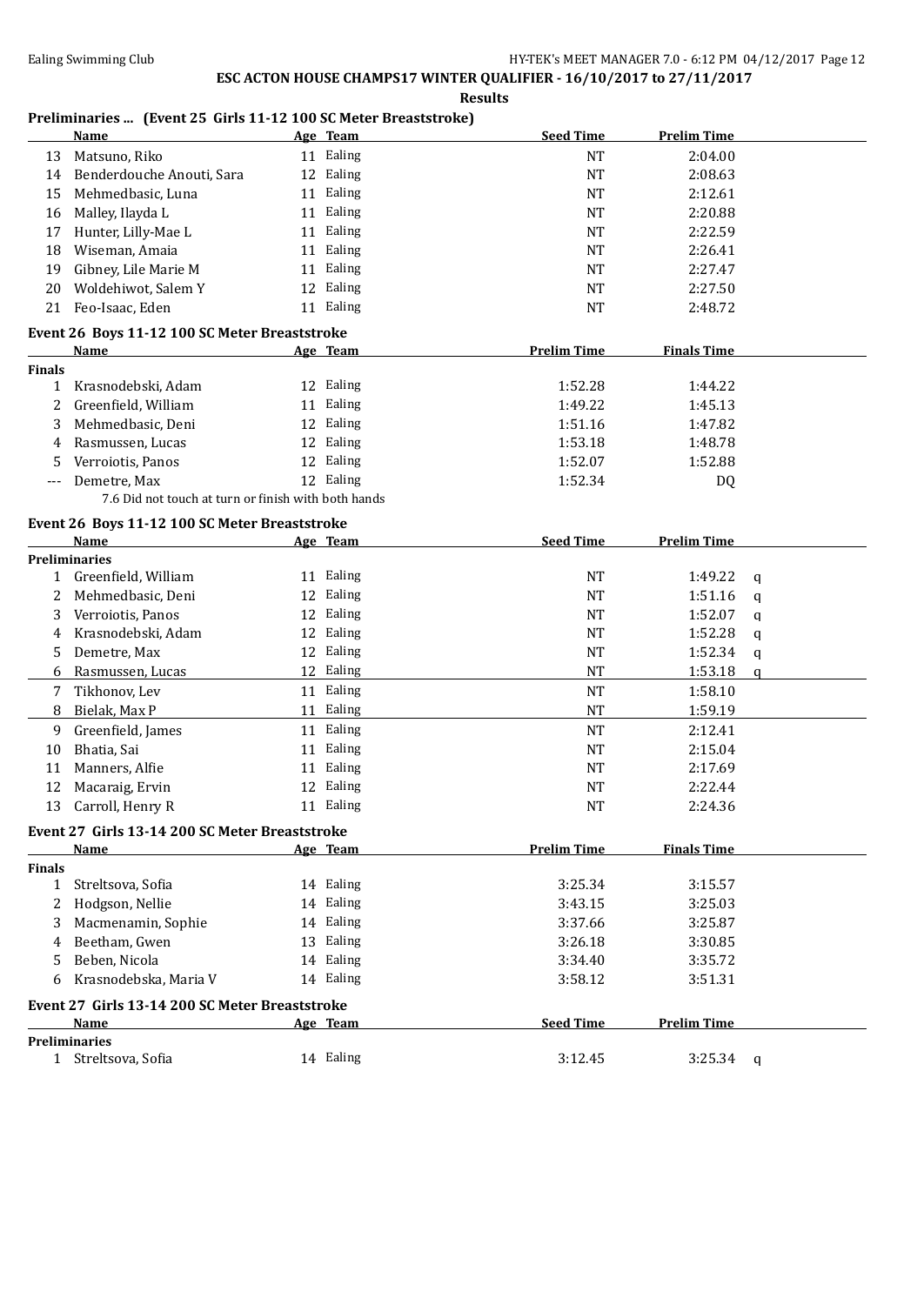**ESC ACTON HOUSE CHAMPS17 WINTER QUALIFIER - 16/10/2017 to 27/11/2017**

**Results**

### Preliminaries ... (Event 25 Girls 11-12 100 SC Meter Breaststroke)

| | Name | Age | Team | Seed Time | Prelim Time | |
|---|---|---|---|---|---|---|
| 13 | Matsuno, Riko | 11 | Ealing | NT | 2:04.00 | |
| 14 | Benderdouche Anouti, Sara | 12 | Ealing | NT | 2:08.63 | |
| 15 | Mehmedbasic, Luna | 11 | Ealing | NT | 2:12.61 | |
| 16 | Malley, Ilayda L | 11 | Ealing | NT | 2:20.88 | |
| 17 | Hunter, Lilly-Mae L | 11 | Ealing | NT | 2:22.59 | |
| 18 | Wiseman, Amaia | 11 | Ealing | NT | 2:26.41 | |
| 19 | Gibney, Lile Marie M | 11 | Ealing | NT | 2:27.47 | |
| 20 | Woldehiwot, Salem Y | 12 | Ealing | NT | 2:27.50 | |
| 21 | Feo-Isaac, Eden | 11 | Ealing | NT | 2:48.72 | |

### Event 26 Boys 11-12 100 SC Meter Breaststroke

| | Name | Age | Team | Prelim Time | Finals Time |
|---|---|---|---|---|---|
| **Finals** | | | | | |
| 1 | Krasnodebski, Adam | 12 | Ealing | 1:52.28 | 1:44.22 |
| 2 | Greenfield, William | 11 | Ealing | 1:49.22 | 1:45.13 |
| 3 | Mehmedbasic, Deni | 12 | Ealing | 1:51.16 | 1:47.82 |
| 4 | Rasmussen, Lucas | 12 | Ealing | 1:53.18 | 1:48.78 |
| 5 | Verroiotis, Panos | 12 | Ealing | 1:52.07 | 1:52.88 |
| --- | Demetre, Max | 12 | Ealing | 1:52.34 | DQ |

7.6 Did not touch at turn or finish with both hands

### Event 26 Boys 11-12 100 SC Meter Breaststroke

| | Name | Age | Team | Seed Time | Prelim Time | |
|---|---|---|---|---|---|---|
| **Preliminaries** | | | | | | |
| 1 | Greenfield, William | 11 | Ealing | NT | 1:49.22 | q |
| 2 | Mehmedbasic, Deni | 12 | Ealing | NT | 1:51.16 | q |
| 3 | Verroiotis, Panos | 12 | Ealing | NT | 1:52.07 | q |
| 4 | Krasnodebski, Adam | 12 | Ealing | NT | 1:52.28 | q |
| 5 | Demetre, Max | 12 | Ealing | NT | 1:52.34 | q |
| 6 | Rasmussen, Lucas | 12 | Ealing | NT | 1:53.18 | q |
| 7 | Tikhonov, Lev | 11 | Ealing | NT | 1:58.10 | |
| 8 | Bielak, Max P | 11 | Ealing | NT | 1:59.19 | |
| 9 | Greenfield, James | 11 | Ealing | NT | 2:12.41 | |
| 10 | Bhatia, Sai | 11 | Ealing | NT | 2:15.04 | |
| 11 | Manners, Alfie | 11 | Ealing | NT | 2:17.69 | |
| 12 | Macaraig, Ervin | 12 | Ealing | NT | 2:22.44 | |
| 13 | Carroll, Henry R | 11 | Ealing | NT | 2:24.36 | |

### Event 27 Girls 13-14 200 SC Meter Breaststroke

| | Name | Age | Team | Prelim Time | Finals Time |
|---|---|---|---|---|---|
| **Finals** | | | | | |
| 1 | Streltsova, Sofia | 14 | Ealing | 3:25.34 | 3:15.57 |
| 2 | Hodgson, Nellie | 14 | Ealing | 3:43.15 | 3:25.03 |
| 3 | Macmenamin, Sophie | 14 | Ealing | 3:37.66 | 3:25.87 |
| 4 | Beetham, Gwen | 13 | Ealing | 3:26.18 | 3:30.85 |
| 5 | Beben, Nicola | 14 | Ealing | 3:34.40 | 3:35.72 |
| 6 | Krasnodebska, Maria V | 14 | Ealing | 3:58.12 | 3:51.31 |

### Event 27 Girls 13-14 200 SC Meter Breaststroke

| | Name | Age | Team | Seed Time | Prelim Time | |
|---|---|---|---|---|---|---|
| **Preliminaries** | | | | | | |
| 1 | Streltsova, Sofia | 14 | Ealing | 3:12.45 | 3:25.34 | q |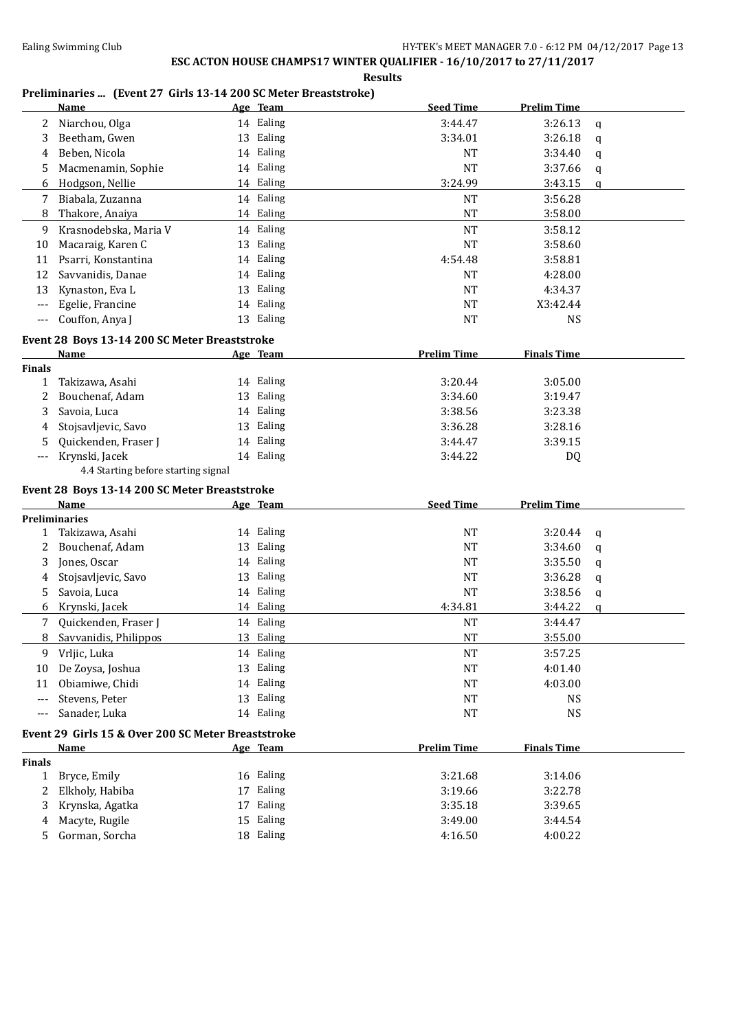**ESC ACTON HOUSE CHAMPS17 WINTER QUALIFIER - 16/10/2017 to 27/11/2017**

**Results**

### Preliminaries ... (Event 27 Girls 13-14 200 SC Meter Breaststroke)

| | Name | Age | Team | Seed Time | Prelim Time | |
|---|---|---|---|---|---|---|
| 2 | Niarchou, Olga | 14 | Ealing | 3:44.47 | 3:26.13 | q |
| 3 | Beetham, Gwen | 13 | Ealing | 3:34.01 | 3:26.18 | q |
| 4 | Beben, Nicola | 14 | Ealing | NT | 3:34.40 | q |
| 5 | Macmenamin, Sophie | 14 | Ealing | NT | 3:37.66 | q |
| 6 | Hodgson, Nellie | 14 | Ealing | 3:24.99 | 3:43.15 | q |
| 7 | Biabala, Zuzanna | 14 | Ealing | NT | 3:56.28 | |
| 8 | Thakore, Anaiya | 14 | Ealing | NT | 3:58.00 | |
| 9 | Krasnodebska, Maria V | 14 | Ealing | NT | 3:58.12 | |
| 10 | Macaraig, Karen C | 13 | Ealing | NT | 3:58.60 | |
| 11 | Psarri, Konstantina | 14 | Ealing | 4:54.48 | 3:58.81 | |
| 12 | Savvanidis, Danae | 14 | Ealing | NT | 4:28.00 | |
| 13 | Kynaston, Eva L | 13 | Ealing | NT | 4:34.37 | |
| --- | Egelie, Francine | 14 | Ealing | NT | X3:42.44 | |
| --- | Couffon, Anya J | 13 | Ealing | NT | NS | |

### Event 28 Boys 13-14 200 SC Meter Breaststroke

| | Name | Age | Team | Prelim Time | Finals Time |
|---|---|---|---|---|---|
| **Finals** | | | | | |
| 1 | Takizawa, Asahi | 14 | Ealing | 3:20.44 | 3:05.00 |
| 2 | Bouchenaf, Adam | 13 | Ealing | 3:34.60 | 3:19.47 |
| 3 | Savoia, Luca | 14 | Ealing | 3:38.56 | 3:23.38 |
| 4 | Stojsavljevic, Savo | 13 | Ealing | 3:36.28 | 3:28.16 |
| 5 | Quickenden, Fraser J | 14 | Ealing | 3:44.47 | 3:39.15 |
| --- | Krynski, Jacek | 14 | Ealing | 3:44.22 | DQ |

4.4 Starting before starting signal

### Event 28 Boys 13-14 200 SC Meter Breaststroke

| | Name | Age | Team | Seed Time | Prelim Time | |
|---|---|---|---|---|---|---|
| **Preliminaries** | | | | | | |
| 1 | Takizawa, Asahi | 14 | Ealing | NT | 3:20.44 | q |
| 2 | Bouchenaf, Adam | 13 | Ealing | NT | 3:34.60 | q |
| 3 | Jones, Oscar | 14 | Ealing | NT | 3:35.50 | q |
| 4 | Stojsavljevic, Savo | 13 | Ealing | NT | 3:36.28 | q |
| 5 | Savoia, Luca | 14 | Ealing | NT | 3:38.56 | q |
| 6 | Krynski, Jacek | 14 | Ealing | 4:34.81 | 3:44.22 | q |
| 7 | Quickenden, Fraser J | 14 | Ealing | NT | 3:44.47 | |
| 8 | Savvanidis, Philippos | 13 | Ealing | NT | 3:55.00 | |
| 9 | Vrljic, Luka | 14 | Ealing | NT | 3:57.25 | |
| 10 | De Zoysa, Joshua | 13 | Ealing | NT | 4:01.40 | |
| 11 | Obiamiwe, Chidi | 14 | Ealing | NT | 4:03.00 | |
| --- | Stevens, Peter | 13 | Ealing | NT | NS | |
| --- | Sanader, Luka | 14 | Ealing | NT | NS | |

### Event 29 Girls 15 & Over 200 SC Meter Breaststroke

| | Name | Age | Team | Prelim Time | Finals Time |
|---|---|---|---|---|---|
| **Finals** | | | | | |
| 1 | Bryce, Emily | 16 | Ealing | 3:21.68 | 3:14.06 |
| 2 | Elkholy, Habiba | 17 | Ealing | 3:19.66 | 3:22.78 |
| 3 | Krynska, Agatka | 17 | Ealing | 3:35.18 | 3:39.65 |
| 4 | Macyte, Rugile | 15 | Ealing | 3:49.00 | 3:44.54 |
| 5 | Gorman, Sorcha | 18 | Ealing | 4:16.50 | 4:00.22 |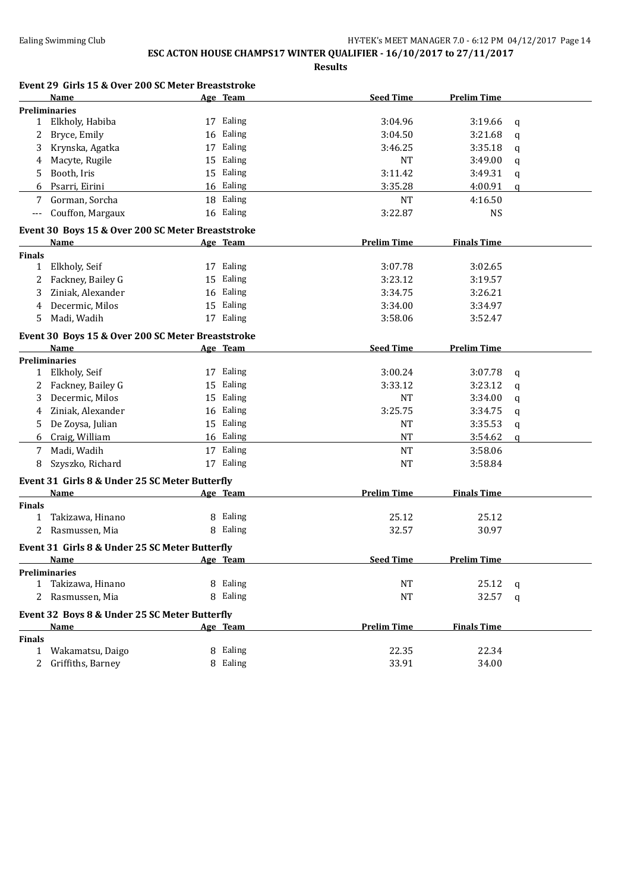**ESC ACTON HOUSE CHAMPS17 WINTER QUALIFIER - 16/10/2017 to 27/11/2017**

**Results**

### Event 29 Girls 15 & Over 200 SC Meter Breaststroke

| | Name | Age | Team | Seed Time | Prelim Time | |
|---|---|---|---|---|---|---|
| **Preliminaries** | | | | | | |
| 1 | Elkholy, Habiba | 17 | Ealing | 3:04.96 | 3:19.66 | q |
| 2 | Bryce, Emily | 16 | Ealing | 3:04.50 | 3:21.68 | q |
| 3 | Krynska, Agatka | 17 | Ealing | 3:46.25 | 3:35.18 | q |
| 4 | Macyte, Rugile | 15 | Ealing | NT | 3:49.00 | q |
| 5 | Booth, Iris | 15 | Ealing | 3:11.42 | 3:49.31 | q |
| 6 | Psarri, Eirini | 16 | Ealing | 3:35.28 | 4:00.91 | q |
| 7 | Gorman, Sorcha | 18 | Ealing | NT | 4:16.50 | |
| --- | Couffon, Margaux | 16 | Ealing | 3:22.87 | NS | |

### Event 30 Boys 15 & Over 200 SC Meter Breaststroke

| | Name | Age | Team | Prelim Time | Finals Time |
|---|---|---|---|---|---|
| **Finals** | | | | | |
| 1 | Elkholy, Seif | 17 | Ealing | 3:07.78 | 3:02.65 |
| 2 | Fackney, Bailey G | 15 | Ealing | 3:23.12 | 3:19.57 |
| 3 | Ziniak, Alexander | 16 | Ealing | 3:34.75 | 3:26.21 |
| 4 | Decermic, Milos | 15 | Ealing | 3:34.00 | 3:34.97 |
| 5 | Madi, Wadih | 17 | Ealing | 3:58.06 | 3:52.47 |

### Event 30 Boys 15 & Over 200 SC Meter Breaststroke

| | Name | Age | Team | Seed Time | Prelim Time | |
|---|---|---|---|---|---|---|
| **Preliminaries** | | | | | | |
| 1 | Elkholy, Seif | 17 | Ealing | 3:00.24 | 3:07.78 | q |
| 2 | Fackney, Bailey G | 15 | Ealing | 3:33.12 | 3:23.12 | q |
| 3 | Decermic, Milos | 15 | Ealing | NT | 3:34.00 | q |
| 4 | Ziniak, Alexander | 16 | Ealing | 3:25.75 | 3:34.75 | q |
| 5 | De Zoysa, Julian | 15 | Ealing | NT | 3:35.53 | q |
| 6 | Craig, William | 16 | Ealing | NT | 3:54.62 | q |
| 7 | Madi, Wadih | 17 | Ealing | NT | 3:58.06 | |
| 8 | Szyszko, Richard | 17 | Ealing | NT | 3:58.84 | |

### Event 31 Girls 8 & Under 25 SC Meter Butterfly

| | Name | Age | Team | Prelim Time | Finals Time |
|---|---|---|---|---|---|
| **Finals** | | | | | |
| 1 | Takizawa, Hinano | 8 | Ealing | 25.12 | 25.12 |
| 2 | Rasmussen, Mia | 8 | Ealing | 32.57 | 30.97 |

### Event 31 Girls 8 & Under 25 SC Meter Butterfly

| | Name | Age | Team | Seed Time | Prelim Time | |
|---|---|---|---|---|---|---|
| **Preliminaries** | | | | | | |
| 1 | Takizawa, Hinano | 8 | Ealing | NT | 25.12 | q |
| 2 | Rasmussen, Mia | 8 | Ealing | NT | 32.57 | q |

### Event 32 Boys 8 & Under 25 SC Meter Butterfly

| | Name | Age | Team | Prelim Time | Finals Time |
|---|---|---|---|---|---|
| **Finals** | | | | | |
| 1 | Wakamatsu, Daigo | 8 | Ealing | 22.35 | 22.34 |
| 2 | Griffiths, Barney | 8 | Ealing | 33.91 | 34.00 |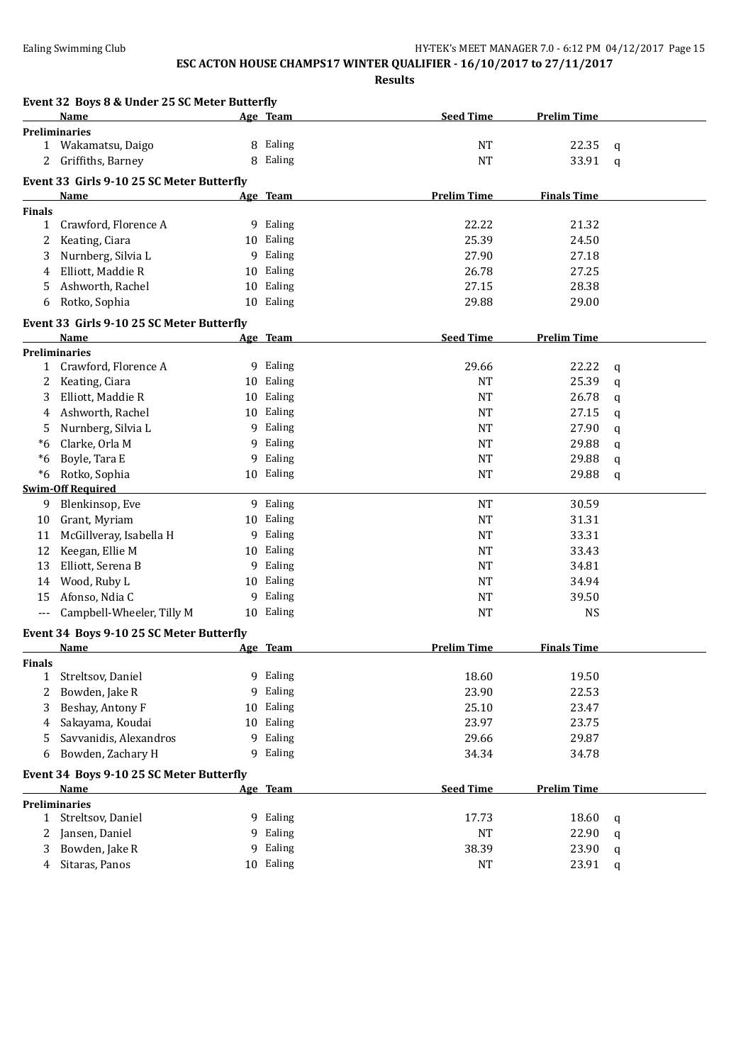**ESC ACTON HOUSE CHAMPS17 WINTER QUALIFIER - 16/10/2017 to 27/11/2017**

**Results**

### Event 32 Boys 8 & Under 25 SC Meter Butterfly

| | Name | Age | Team | Seed Time | Prelim Time | |
|---|---|---|---|---|---|---|
| **Preliminaries** | | | | | | |
| 1 | Wakamatsu, Daigo | 8 | Ealing | NT | 22.35 | q |
| 2 | Griffiths, Barney | 8 | Ealing | NT | 33.91 | q |

### Event 33 Girls 9-10 25 SC Meter Butterfly

| | Name | Age | Team | Prelim Time | Finals Time |
|---|---|---|---|---|---|
| **Finals** | | | | | |
| 1 | Crawford, Florence A | 9 | Ealing | 22.22 | 21.32 |
| 2 | Keating, Ciara | 10 | Ealing | 25.39 | 24.50 |
| 3 | Nurnberg, Silvia L | 9 | Ealing | 27.90 | 27.18 |
| 4 | Elliott, Maddie R | 10 | Ealing | 26.78 | 27.25 |
| 5 | Ashworth, Rachel | 10 | Ealing | 27.15 | 28.38 |
| 6 | Rotko, Sophia | 10 | Ealing | 29.88 | 29.00 |

### Event 33 Girls 9-10 25 SC Meter Butterfly

| | Name | Age | Team | Seed Time | Prelim Time | |
|---|---|---|---|---|---|---|
| **Preliminaries** | | | | | | |
| 1 | Crawford, Florence A | 9 | Ealing | 29.66 | 22.22 | q |
| 2 | Keating, Ciara | 10 | Ealing | NT | 25.39 | q |
| 3 | Elliott, Maddie R | 10 | Ealing | NT | 26.78 | q |
| 4 | Ashworth, Rachel | 10 | Ealing | NT | 27.15 | q |
| 5 | Nurnberg, Silvia L | 9 | Ealing | NT | 27.90 | q |
| *6 | Clarke, Orla M | 9 | Ealing | NT | 29.88 | q |
| *6 | Boyle, Tara E | 9 | Ealing | NT | 29.88 | q |
| *6 | Rotko, Sophia | 10 | Ealing | NT | 29.88 | q |
| **Swim-Off Required** | | | | | | |
| 9 | Blenkinsop, Eve | 9 | Ealing | NT | 30.59 | |
| 10 | Grant, Myriam | 10 | Ealing | NT | 31.31 | |
| 11 | McGillveray, Isabella H | 9 | Ealing | NT | 33.31 | |
| 12 | Keegan, Ellie M | 10 | Ealing | NT | 33.43 | |
| 13 | Elliott, Serena B | 9 | Ealing | NT | 34.81 | |
| 14 | Wood, Ruby L | 10 | Ealing | NT | 34.94 | |
| 15 | Afonso, Ndia C | 9 | Ealing | NT | 39.50 | |
| --- | Campbell-Wheeler, Tilly M | 10 | Ealing | NT | NS | |

### Event 34 Boys 9-10 25 SC Meter Butterfly

| | Name | Age | Team | Prelim Time | Finals Time |
|---|---|---|---|---|---|
| **Finals** | | | | | |
| 1 | Streltsov, Daniel | 9 | Ealing | 18.60 | 19.50 |
| 2 | Bowden, Jake R | 9 | Ealing | 23.90 | 22.53 |
| 3 | Beshay, Antony F | 10 | Ealing | 25.10 | 23.47 |
| 4 | Sakayama, Koudai | 10 | Ealing | 23.97 | 23.75 |
| 5 | Savvanidis, Alexandros | 9 | Ealing | 29.66 | 29.87 |
| 6 | Bowden, Zachary H | 9 | Ealing | 34.34 | 34.78 |

### Event 34 Boys 9-10 25 SC Meter Butterfly

| | Name | Age | Team | Seed Time | Prelim Time | |
|---|---|---|---|---|---|---|
| **Preliminaries** | | | | | | |
| 1 | Streltsov, Daniel | 9 | Ealing | 17.73 | 18.60 | q |
| 2 | Jansen, Daniel | 9 | Ealing | NT | 22.90 | q |
| 3 | Bowden, Jake R | 9 | Ealing | 38.39 | 23.90 | q |
| 4 | Sitaras, Panos | 10 | Ealing | NT | 23.91 | q |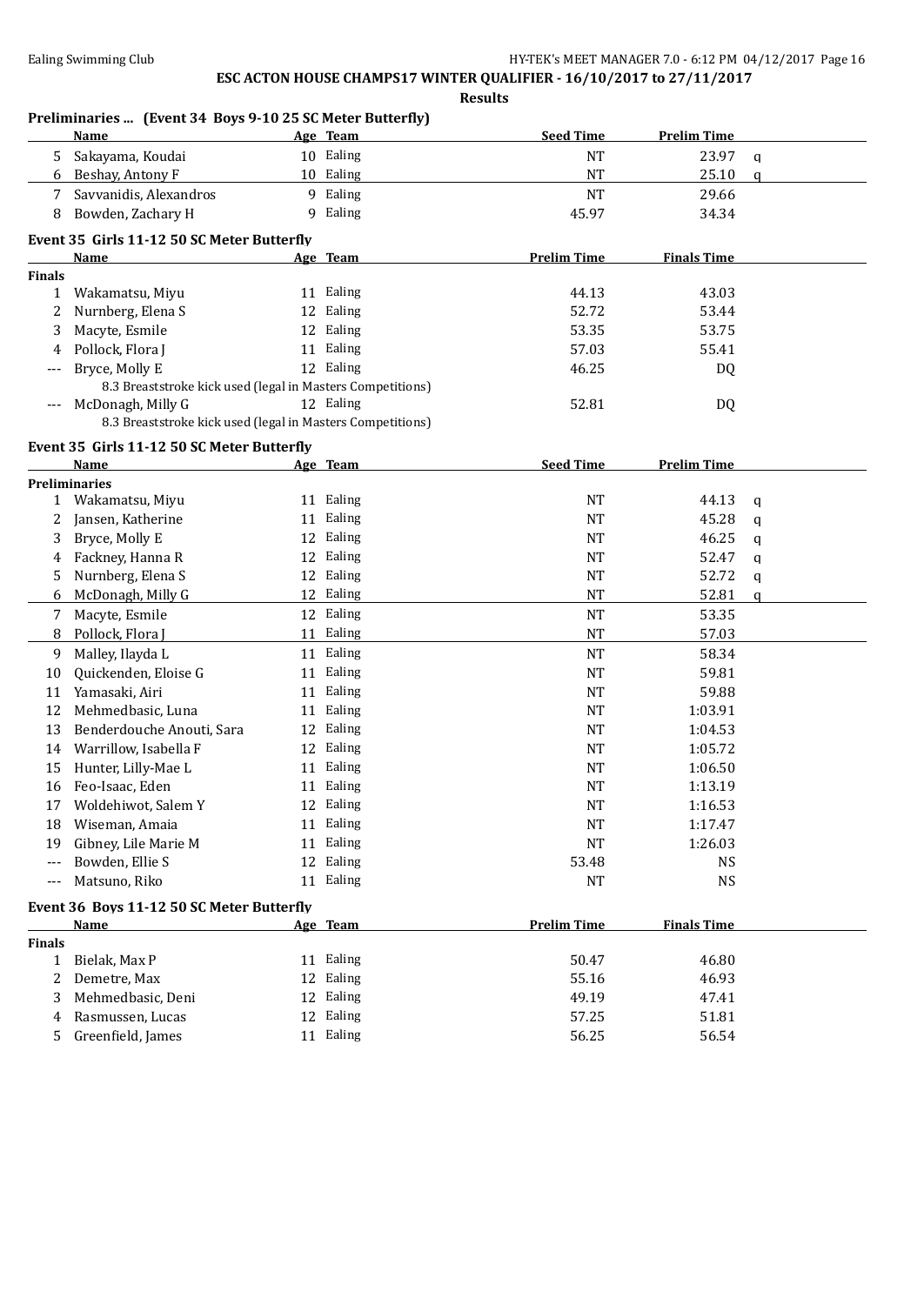## ESC ACTON HOUSE CHAMPS17 WINTER QUALIFIER - 16/10/2017 to 27/11/2017

**Results**

### Preliminaries ... (Event 34 Boys 9-10 25 SC Meter Butterfly)

| | Name | Age | Team | Seed Time | Prelim Time | |
|---|---|---|---|---|---|---|
| 5 | Sakayama, Koudai | 10 | Ealing | NT | 23.97 | q |
| 6 | Beshay, Antony F | 10 | Ealing | NT | 25.10 | q |
| 7 | Savvanidis, Alexandros | 9 | Ealing | NT | 29.66 | |
| 8 | Bowden, Zachary H | 9 | Ealing | 45.97 | 34.34 | |

### Event 35 Girls 11-12 50 SC Meter Butterfly

| | Name | Age | Team | Prelim Time | Finals Time |
|---|---|---|---|---|---|
| **Finals** | | | | | |
| 1 | Wakamatsu, Miyu | 11 | Ealing | 44.13 | 43.03 |
| 2 | Nurnberg, Elena S | 12 | Ealing | 52.72 | 53.44 |
| 3 | Macyte, Esmile | 12 | Ealing | 53.35 | 53.75 |
| 4 | Pollock, Flora J | 11 | Ealing | 57.03 | 55.41 |
| --- | Bryce, Molly E | 12 | Ealing | 46.25 | DQ |
| | 8.3 Breaststroke kick used (legal in Masters Competitions) | | | | |
| --- | McDonagh, Milly G | 12 | Ealing | 52.81 | DQ |
| | 8.3 Breaststroke kick used (legal in Masters Competitions) | | | | |

### Event 35 Girls 11-12 50 SC Meter Butterfly

| | Name | Age | Team | Seed Time | Prelim Time | |
|---|---|---|---|---|---|---|
| **Preliminaries** | | | | | | |
| 1 | Wakamatsu, Miyu | 11 | Ealing | NT | 44.13 | q |
| 2 | Jansen, Katherine | 11 | Ealing | NT | 45.28 | q |
| 3 | Bryce, Molly E | 12 | Ealing | NT | 46.25 | q |
| 4 | Fackney, Hanna R | 12 | Ealing | NT | 52.47 | q |
| 5 | Nurnberg, Elena S | 12 | Ealing | NT | 52.72 | q |
| 6 | McDonagh, Milly G | 12 | Ealing | NT | 52.81 | q |
| 7 | Macyte, Esmile | 12 | Ealing | NT | 53.35 | |
| 8 | Pollock, Flora J | 11 | Ealing | NT | 57.03 | |
| 9 | Malley, Ilayda L | 11 | Ealing | NT | 58.34 | |
| 10 | Quickenden, Eloise G | 11 | Ealing | NT | 59.81 | |
| 11 | Yamasaki, Airi | 11 | Ealing | NT | 59.88 | |
| 12 | Mehmedbasic, Luna | 11 | Ealing | NT | 1:03.91 | |
| 13 | Benderdouche Anouti, Sara | 12 | Ealing | NT | 1:04.53 | |
| 14 | Warrillow, Isabella F | 12 | Ealing | NT | 1:05.72 | |
| 15 | Hunter, Lilly-Mae L | 11 | Ealing | NT | 1:06.50 | |
| 16 | Feo-Isaac, Eden | 11 | Ealing | NT | 1:13.19 | |
| 17 | Woldehiwot, Salem Y | 12 | Ealing | NT | 1:16.53 | |
| 18 | Wiseman, Amaia | 11 | Ealing | NT | 1:17.47 | |
| 19 | Gibney, Lile Marie M | 11 | Ealing | NT | 1:26.03 | |
| --- | Bowden, Ellie S | 12 | Ealing | 53.48 | NS | |
| --- | Matsuno, Riko | 11 | Ealing | NT | NS | |

### Event 36 Boys 11-12 50 SC Meter Butterfly

| | Name | Age | Team | Prelim Time | Finals Time |
|---|---|---|---|---|---|
| **Finals** | | | | | |
| 1 | Bielak, Max P | 11 | Ealing | 50.47 | 46.80 |
| 2 | Demetre, Max | 12 | Ealing | 55.16 | 46.93 |
| 3 | Mehmedbasic, Deni | 12 | Ealing | 49.19 | 47.41 |
| 4 | Rasmussen, Lucas | 12 | Ealing | 57.25 | 51.81 |
| 5 | Greenfield, James | 11 | Ealing | 56.25 | 56.54 |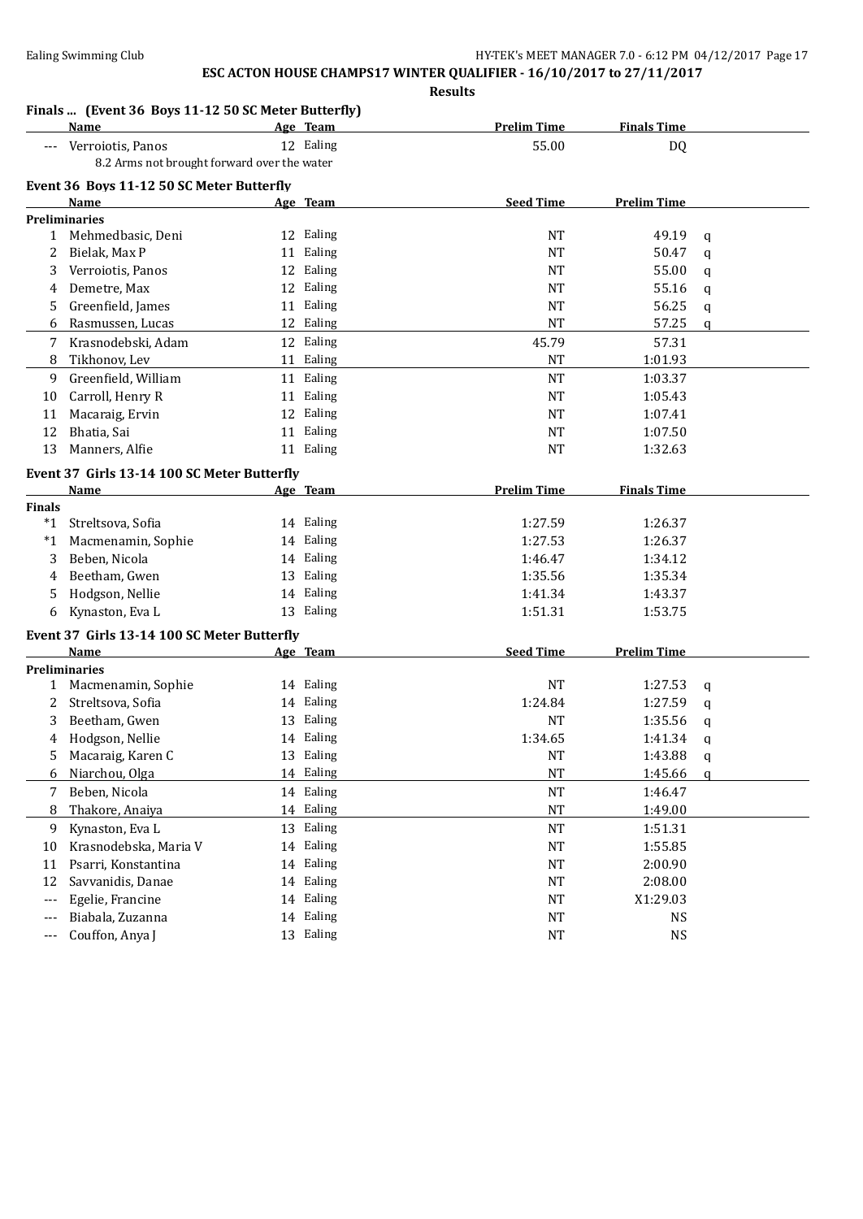## ESC ACTON HOUSE CHAMPS17 WINTER QUALIFIER - 16/10/2017 to 27/11/2017

**Results**

### Finals ... (Event 36 Boys 11-12 50 SC Meter Butterfly)

| | Name | Age | Team | Prelim Time | Finals Time |
|---|---|---|---|---|---|
| --- | Verroiotis, Panos | 12 | Ealing | 55.00 | DQ |
| | 8.2 Arms not brought forward over the water | | | | |

### Event 36 Boys 11-12 50 SC Meter Butterfly

| | Name | Age | Team | Seed Time | Prelim Time | |
|---|---|---|---|---|---|---|
| **Preliminaries** | | | | | | |
| 1 | Mehmedbasic, Deni | 12 | Ealing | NT | 49.19 | q |
| 2 | Bielak, Max P | 11 | Ealing | NT | 50.47 | q |
| 3 | Verroiotis, Panos | 12 | Ealing | NT | 55.00 | q |
| 4 | Demetre, Max | 12 | Ealing | NT | 55.16 | q |
| 5 | Greenfield, James | 11 | Ealing | NT | 56.25 | q |
| 6 | Rasmussen, Lucas | 12 | Ealing | NT | 57.25 | q |
| 7 | Krasnodebski, Adam | 12 | Ealing | 45.79 | 57.31 | |
| 8 | Tikhonov, Lev | 11 | Ealing | NT | 1:01.93 | |
| 9 | Greenfield, William | 11 | Ealing | NT | 1:03.37 | |
| 10 | Carroll, Henry R | 11 | Ealing | NT | 1:05.43 | |
| 11 | Macaraig, Ervin | 12 | Ealing | NT | 1:07.41 | |
| 12 | Bhatia, Sai | 11 | Ealing | NT | 1:07.50 | |
| 13 | Manners, Alfie | 11 | Ealing | NT | 1:32.63 | |

### Event 37 Girls 13-14 100 SC Meter Butterfly

| | Name | Age | Team | Prelim Time | Finals Time |
|---|---|---|---|---|---|
| **Finals** | | | | | |
| *1 | Streltsova, Sofia | 14 | Ealing | 1:27.59 | 1:26.37 |
| *1 | Macmenamin, Sophie | 14 | Ealing | 1:27.53 | 1:26.37 |
| 3 | Beben, Nicola | 14 | Ealing | 1:46.47 | 1:34.12 |
| 4 | Beetham, Gwen | 13 | Ealing | 1:35.56 | 1:35.34 |
| 5 | Hodgson, Nellie | 14 | Ealing | 1:41.34 | 1:43.37 |
| 6 | Kynaston, Eva L | 13 | Ealing | 1:51.31 | 1:53.75 |

### Event 37 Girls 13-14 100 SC Meter Butterfly

| | Name | Age | Team | Seed Time | Prelim Time | |
|---|---|---|---|---|---|---|
| **Preliminaries** | | | | | | |
| 1 | Macmenamin, Sophie | 14 | Ealing | NT | 1:27.53 | q |
| 2 | Streltsova, Sofia | 14 | Ealing | 1:24.84 | 1:27.59 | q |
| 3 | Beetham, Gwen | 13 | Ealing | NT | 1:35.56 | q |
| 4 | Hodgson, Nellie | 14 | Ealing | 1:34.65 | 1:41.34 | q |
| 5 | Macaraig, Karen C | 13 | Ealing | NT | 1:43.88 | q |
| 6 | Niarchou, Olga | 14 | Ealing | NT | 1:45.66 | q |
| 7 | Beben, Nicola | 14 | Ealing | NT | 1:46.47 | |
| 8 | Thakore, Anaiya | 14 | Ealing | NT | 1:49.00 | |
| 9 | Kynaston, Eva L | 13 | Ealing | NT | 1:51.31 | |
| 10 | Krasnodebska, Maria V | 14 | Ealing | NT | 1:55.85 | |
| 11 | Psarri, Konstantina | 14 | Ealing | NT | 2:00.90 | |
| 12 | Savvanidis, Danae | 14 | Ealing | NT | 2:08.00 | |
| --- | Egelie, Francine | 14 | Ealing | NT | X1:29.03 | |
| --- | Biabala, Zuzanna | 14 | Ealing | NT | NS | |
| --- | Couffon, Anya J | 13 | Ealing | NT | NS | |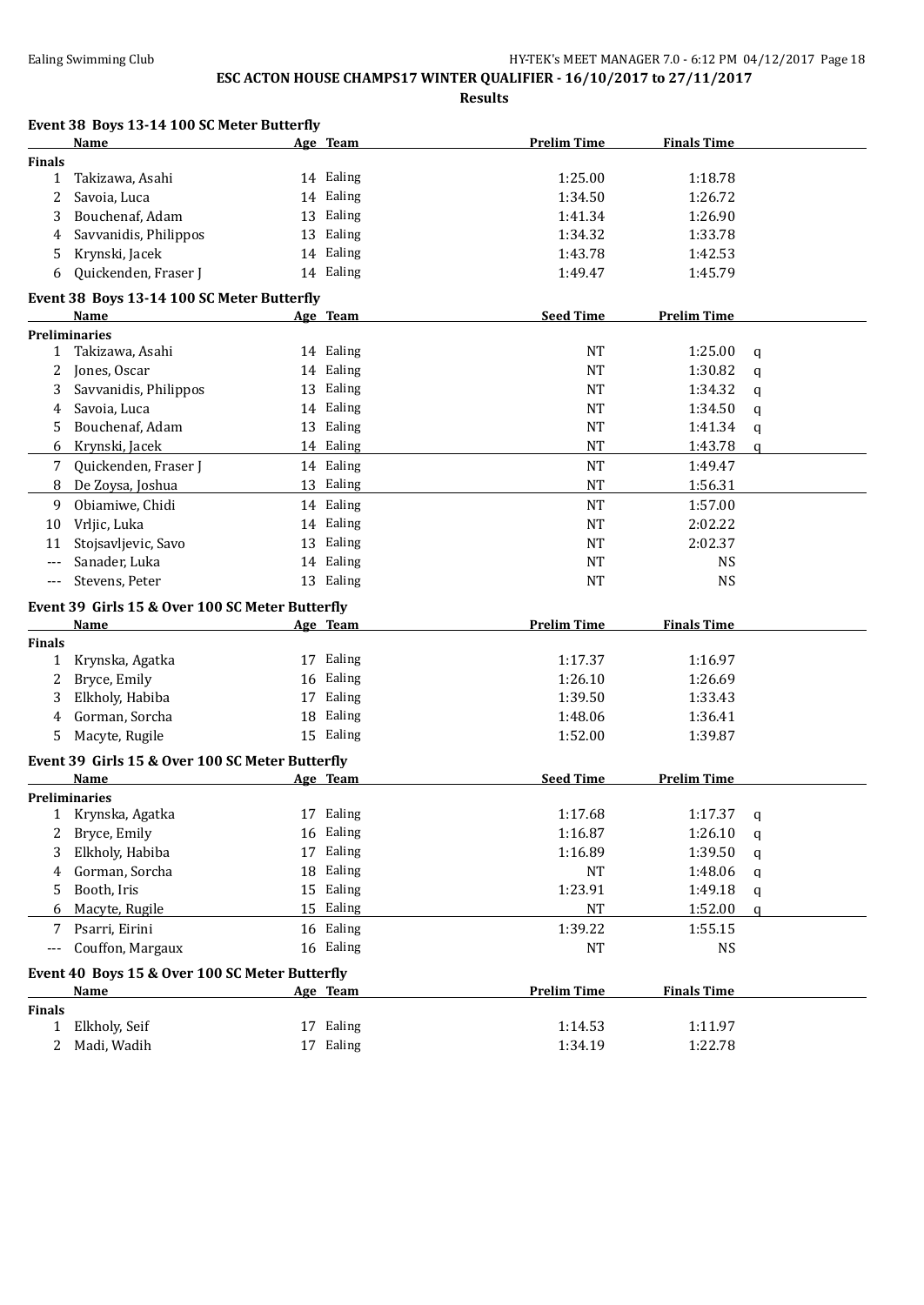## ESC ACTON HOUSE CHAMPS17 WINTER QUALIFIER - 16/10/2017 to 27/11/2017

### Results

### Event 38 Boys 13-14 100 SC Meter Butterfly

| | Name | Age | Team | Prelim Time | Finals Time |
|---|---|---|---|---|---|
| **Finals** | | | | | |
| 1 | Takizawa, Asahi | 14 | Ealing | 1:25.00 | 1:18.78 |
| 2 | Savoia, Luca | 14 | Ealing | 1:34.50 | 1:26.72 |
| 3 | Bouchenaf, Adam | 13 | Ealing | 1:41.34 | 1:26.90 |
| 4 | Savvanidis, Philippos | 13 | Ealing | 1:34.32 | 1:33.78 |
| 5 | Krynski, Jacek | 14 | Ealing | 1:43.78 | 1:42.53 |
| 6 | Quickenden, Fraser J | 14 | Ealing | 1:49.47 | 1:45.79 |

### Event 38 Boys 13-14 100 SC Meter Butterfly

| | Name | Age | Team | Seed Time | Prelim Time | |
|---|---|---|---|---|---|---|
| **Preliminaries** | | | | | | |
| 1 | Takizawa, Asahi | 14 | Ealing | NT | 1:25.00 | q |
| 2 | Jones, Oscar | 14 | Ealing | NT | 1:30.82 | q |
| 3 | Savvanidis, Philippos | 13 | Ealing | NT | 1:34.32 | q |
| 4 | Savoia, Luca | 14 | Ealing | NT | 1:34.50 | q |
| 5 | Bouchenaf, Adam | 13 | Ealing | NT | 1:41.34 | q |
| 6 | Krynski, Jacek | 14 | Ealing | NT | 1:43.78 | q |
| 7 | Quickenden, Fraser J | 14 | Ealing | NT | 1:49.47 | |
| 8 | De Zoysa, Joshua | 13 | Ealing | NT | 1:56.31 | |
| 9 | Obiamiwe, Chidi | 14 | Ealing | NT | 1:57.00 | |
| 10 | Vrljic, Luka | 14 | Ealing | NT | 2:02.22 | |
| 11 | Stojsavljevic, Savo | 13 | Ealing | NT | 2:02.37 | |
| --- | Sanader, Luka | 14 | Ealing | NT | NS | |
| --- | Stevens, Peter | 13 | Ealing | NT | NS | |

### Event 39 Girls 15 & Over 100 SC Meter Butterfly

| | Name | Age | Team | Prelim Time | Finals Time |
|---|---|---|---|---|---|
| **Finals** | | | | | |
| 1 | Krynska, Agatka | 17 | Ealing | 1:17.37 | 1:16.97 |
| 2 | Bryce, Emily | 16 | Ealing | 1:26.10 | 1:26.69 |
| 3 | Elkholy, Habiba | 17 | Ealing | 1:39.50 | 1:33.43 |
| 4 | Gorman, Sorcha | 18 | Ealing | 1:48.06 | 1:36.41 |
| 5 | Macyte, Rugile | 15 | Ealing | 1:52.00 | 1:39.87 |

### Event 39 Girls 15 & Over 100 SC Meter Butterfly

| | Name | Age | Team | Seed Time | Prelim Time | |
|---|---|---|---|---|---|---|
| **Preliminaries** | | | | | | |
| 1 | Krynska, Agatka | 17 | Ealing | 1:17.68 | 1:17.37 | q |
| 2 | Bryce, Emily | 16 | Ealing | 1:16.87 | 1:26.10 | q |
| 3 | Elkholy, Habiba | 17 | Ealing | 1:16.89 | 1:39.50 | q |
| 4 | Gorman, Sorcha | 18 | Ealing | NT | 1:48.06 | q |
| 5 | Booth, Iris | 15 | Ealing | 1:23.91 | 1:49.18 | q |
| 6 | Macyte, Rugile | 15 | Ealing | NT | 1:52.00 | q |
| 7 | Psarri, Eirini | 16 | Ealing | 1:39.22 | 1:55.15 | |
| --- | Couffon, Margaux | 16 | Ealing | NT | NS | |

### Event 40 Boys 15 & Over 100 SC Meter Butterfly

| | Name | Age | Team | Prelim Time | Finals Time |
|---|---|---|---|---|---|
| **Finals** | | | | | |
| 1 | Elkholy, Seif | 17 | Ealing | 1:14.53 | 1:11.97 |
| 2 | Madi, Wadih | 17 | Ealing | 1:34.19 | 1:22.78 |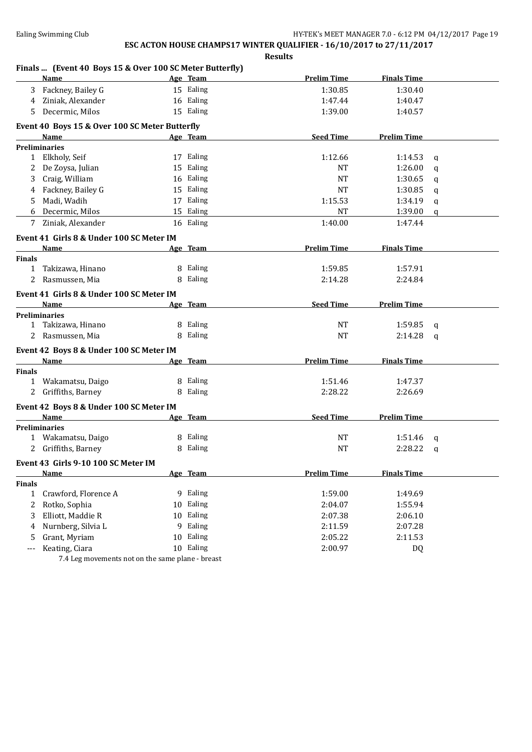**ESC ACTON HOUSE CHAMPS17 WINTER QUALIFIER - 16/10/2017 to 27/11/2017**

**Results**

### Finals ... (Event 40 Boys 15 & Over 100 SC Meter Butterfly)

| | Name | Age | Team | Prelim Time | Finals Time |
|---|---|---|---|---|---|
| 3 | Fackney, Bailey G | 15 | Ealing | 1:30.85 | 1:30.40 |
| 4 | Ziniak, Alexander | 16 | Ealing | 1:47.44 | 1:40.47 |
| 5 | Decermic, Milos | 15 | Ealing | 1:39.00 | 1:40.57 |

### Event 40 Boys 15 & Over 100 SC Meter Butterfly

**Preliminaries**

| | Name | Age | Team | Seed Time | Prelim Time | |
|---|---|---|---|---|---|---|
| 1 | Elkholy, Seif | 17 | Ealing | 1:12.66 | 1:14.53 | q |
| 2 | De Zoysa, Julian | 15 | Ealing | NT | 1:26.00 | q |
| 3 | Craig, William | 16 | Ealing | NT | 1:30.65 | q |
| 4 | Fackney, Bailey G | 15 | Ealing | NT | 1:30.85 | q |
| 5 | Madi, Wadih | 17 | Ealing | 1:15.53 | 1:34.19 | q |
| 6 | Decermic, Milos | 15 | Ealing | NT | 1:39.00 | q |
| 7 | Ziniak, Alexander | 16 | Ealing | 1:40.00 | 1:47.44 | |

### Event 41 Girls 8 & Under 100 SC Meter IM

**Finals**

| | Name | Age | Team | Prelim Time | Finals Time |
|---|---|---|---|---|---|
| 1 | Takizawa, Hinano | 8 | Ealing | 1:59.85 | 1:57.91 |
| 2 | Rasmussen, Mia | 8 | Ealing | 2:14.28 | 2:24.84 |

### Event 41 Girls 8 & Under 100 SC Meter IM

**Preliminaries**

| | Name | Age | Team | Seed Time | Prelim Time | |
|---|---|---|---|---|---|---|
| 1 | Takizawa, Hinano | 8 | Ealing | NT | 1:59.85 | q |
| 2 | Rasmussen, Mia | 8 | Ealing | NT | 2:14.28 | q |

### Event 42 Boys 8 & Under 100 SC Meter IM

**Finals**

| | Name | Age | Team | Prelim Time | Finals Time |
|---|---|---|---|---|---|
| 1 | Wakamatsu, Daigo | 8 | Ealing | 1:51.46 | 1:47.37 |
| 2 | Griffiths, Barney | 8 | Ealing | 2:28.22 | 2:26.69 |

### Event 42 Boys 8 & Under 100 SC Meter IM

**Preliminaries**

| | Name | Age | Team | Seed Time | Prelim Time | |
|---|---|---|---|---|---|---|
| 1 | Wakamatsu, Daigo | 8 | Ealing | NT | 1:51.46 | q |
| 2 | Griffiths, Barney | 8 | Ealing | NT | 2:28.22 | q |

### Event 43 Girls 9-10 100 SC Meter IM

**Finals**

| | Name | Age | Team | Prelim Time | Finals Time |
|---|---|---|---|---|---|
| 1 | Crawford, Florence A | 9 | Ealing | 1:59.00 | 1:49.69 |
| 2 | Rotko, Sophia | 10 | Ealing | 2:04.07 | 1:55.94 |
| 3 | Elliott, Maddie R | 10 | Ealing | 2:07.38 | 2:06.10 |
| 4 | Nurnberg, Silvia L | 9 | Ealing | 2:11.59 | 2:07.28 |
| 5 | Grant, Myriam | 10 | Ealing | 2:05.22 | 2:11.53 |
| --- | Keating, Ciara | 10 | Ealing | 2:00.97 | DQ |

7.4 Leg movements not on the same plane - breast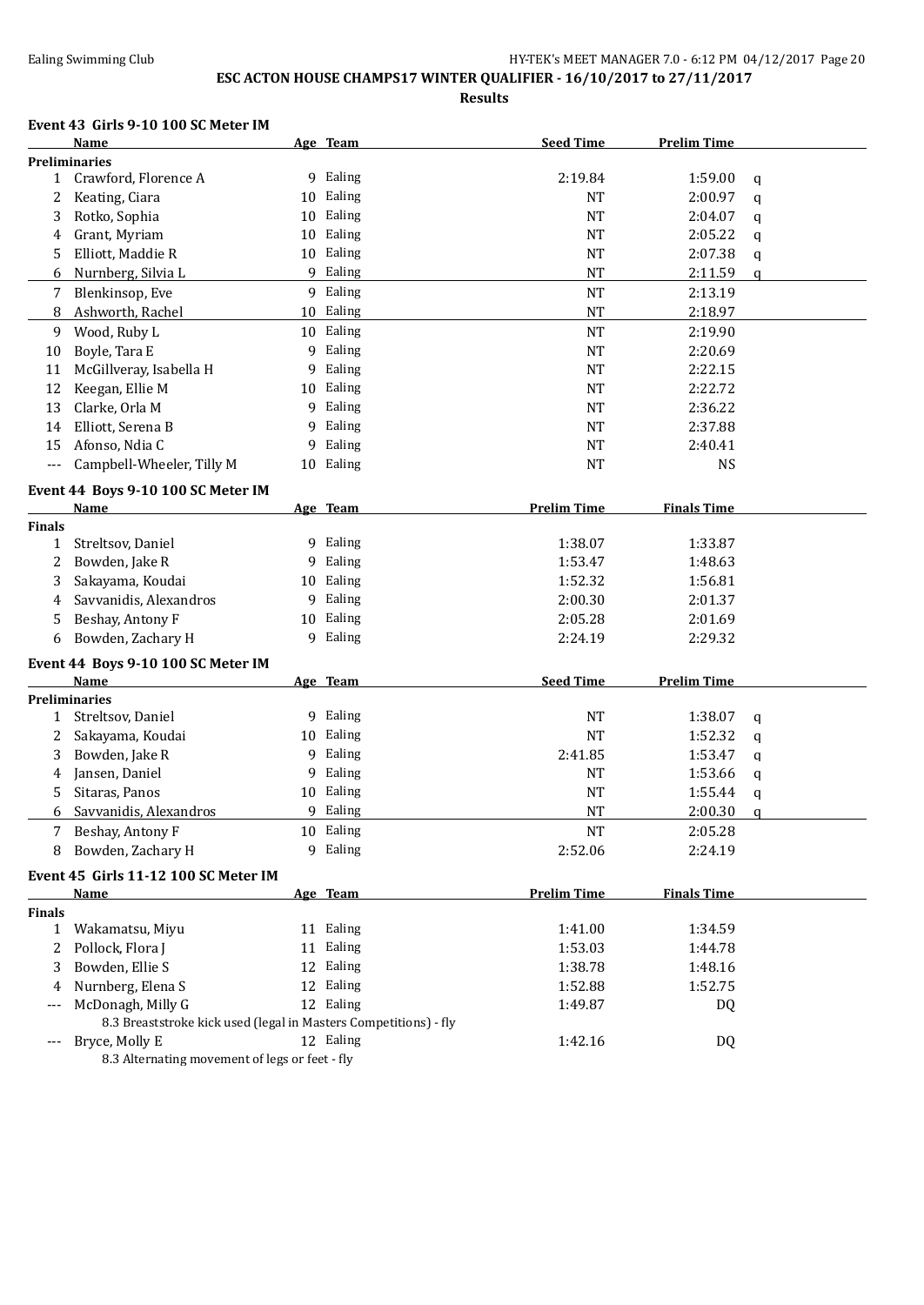**ESC ACTON HOUSE CHAMPS17 WINTER QUALIFIER - 16/10/2017 to 27/11/2017**

**Results**

### Event 43 Girls 9-10 100 SC Meter IM

| | Name | Age | Team | Seed Time | Prelim Time | |
|---|---|---|---|---|---|---|
| **Preliminaries** | | | | | | |
| 1 | Crawford, Florence A | 9 | Ealing | 2:19.84 | 1:59.00 | q |
| 2 | Keating, Ciara | 10 | Ealing | NT | 2:00.97 | q |
| 3 | Rotko, Sophia | 10 | Ealing | NT | 2:04.07 | q |
| 4 | Grant, Myriam | 10 | Ealing | NT | 2:05.22 | q |
| 5 | Elliott, Maddie R | 10 | Ealing | NT | 2:07.38 | q |
| 6 | Nurnberg, Silvia L | 9 | Ealing | NT | 2:11.59 | q |
| 7 | Blenkinsop, Eve | 9 | Ealing | NT | 2:13.19 | |
| 8 | Ashworth, Rachel | 10 | Ealing | NT | 2:18.97 | |
| 9 | Wood, Ruby L | 10 | Ealing | NT | 2:19.90 | |
| 10 | Boyle, Tara E | 9 | Ealing | NT | 2:20.69 | |
| 11 | McGillveray, Isabella H | 9 | Ealing | NT | 2:22.15 | |
| 12 | Keegan, Ellie M | 10 | Ealing | NT | 2:22.72 | |
| 13 | Clarke, Orla M | 9 | Ealing | NT | 2:36.22 | |
| 14 | Elliott, Serena B | 9 | Ealing | NT | 2:37.88 | |
| 15 | Afonso, Ndia C | 9 | Ealing | NT | 2:40.41 | |
| --- | Campbell-Wheeler, Tilly M | 10 | Ealing | NT | NS | |

### Event 44 Boys 9-10 100 SC Meter IM

| | Name | Age | Team | Prelim Time | Finals Time |
|---|---|---|---|---|---|
| **Finals** | | | | | |
| 1 | Streltsov, Daniel | 9 | Ealing | 1:38.07 | 1:33.87 |
| 2 | Bowden, Jake R | 9 | Ealing | 1:53.47 | 1:48.63 |
| 3 | Sakayama, Koudai | 10 | Ealing | 1:52.32 | 1:56.81 |
| 4 | Savvanidis, Alexandros | 9 | Ealing | 2:00.30 | 2:01.37 |
| 5 | Beshay, Antony F | 10 | Ealing | 2:05.28 | 2:01.69 |
| 6 | Bowden, Zachary H | 9 | Ealing | 2:24.19 | 2:29.32 |

### Event 44 Boys 9-10 100 SC Meter IM

| | Name | Age | Team | Seed Time | Prelim Time | |
|---|---|---|---|---|---|---|
| **Preliminaries** | | | | | | |
| 1 | Streltsov, Daniel | 9 | Ealing | NT | 1:38.07 | q |
| 2 | Sakayama, Koudai | 10 | Ealing | NT | 1:52.32 | q |
| 3 | Bowden, Jake R | 9 | Ealing | 2:41.85 | 1:53.47 | q |
| 4 | Jansen, Daniel | 9 | Ealing | NT | 1:53.66 | q |
| 5 | Sitaras, Panos | 10 | Ealing | NT | 1:55.44 | q |
| 6 | Savvanidis, Alexandros | 9 | Ealing | NT | 2:00.30 | q |
| 7 | Beshay, Antony F | 10 | Ealing | NT | 2:05.28 | |
| 8 | Bowden, Zachary H | 9 | Ealing | 2:52.06 | 2:24.19 | |

### Event 45 Girls 11-12 100 SC Meter IM

| | Name | Age | Team | Prelim Time | Finals Time |
|---|---|---|---|---|---|
| **Finals** | | | | | |
| 1 | Wakamatsu, Miyu | 11 | Ealing | 1:41.00 | 1:34.59 |
| 2 | Pollock, Flora J | 11 | Ealing | 1:53.03 | 1:44.78 |
| 3 | Bowden, Ellie S | 12 | Ealing | 1:38.78 | 1:48.16 |
| 4 | Nurnberg, Elena S | 12 | Ealing | 1:52.88 | 1:52.75 |
| --- | McDonagh, Milly G | 12 | Ealing | 1:49.87 | DQ |
| | 8.3 Breaststroke kick used (legal in Masters Competitions) - fly | | | | |
| --- | Bryce, Molly E | 12 | Ealing | 1:42.16 | DQ |
| | 8.3 Alternating movement of legs or feet - fly | | | | |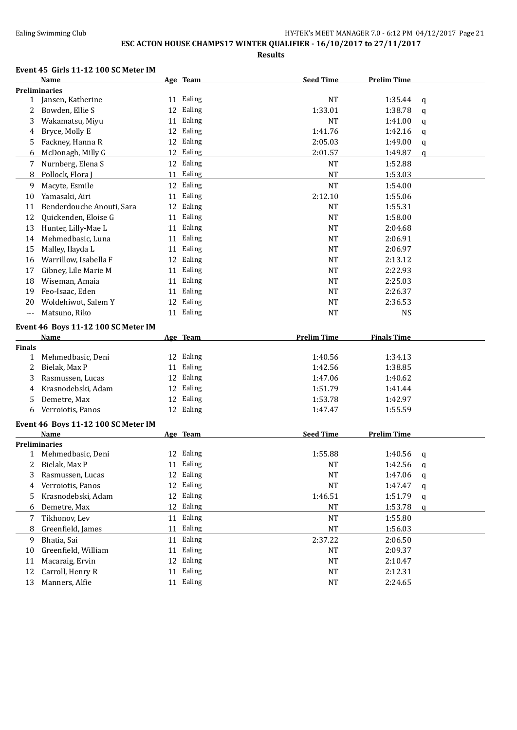**ESC ACTON HOUSE CHAMPS17 WINTER QUALIFIER - 16/10/2017 to 27/11/2017**

**Results**

### Event 45 Girls 11-12 100 SC Meter IM

| | Name | Age | Team | Seed Time | Prelim Time | |
|---|---|---|---|---|---|---|
| **Preliminaries** | | | | | | |
| 1 | Jansen, Katherine | 11 | Ealing | NT | 1:35.44 | q |
| 2 | Bowden, Ellie S | 12 | Ealing | 1:33.01 | 1:38.78 | q |
| 3 | Wakamatsu, Miyu | 11 | Ealing | NT | 1:41.00 | q |
| 4 | Bryce, Molly E | 12 | Ealing | 1:41.76 | 1:42.16 | q |
| 5 | Fackney, Hanna R | 12 | Ealing | 2:05.03 | 1:49.00 | q |
| 6 | McDonagh, Milly G | 12 | Ealing | 2:01.57 | 1:49.87 | q |
| 7 | Nurnberg, Elena S | 12 | Ealing | NT | 1:52.88 | |
| 8 | Pollock, Flora J | 11 | Ealing | NT | 1:53.03 | |
| 9 | Macyte, Esmile | 12 | Ealing | NT | 1:54.00 | |
| 10 | Yamasaki, Airi | 11 | Ealing | 2:12.10 | 1:55.06 | |
| 11 | Benderdouche Anouti, Sara | 12 | Ealing | NT | 1:55.31 | |
| 12 | Quickenden, Eloise G | 11 | Ealing | NT | 1:58.00 | |
| 13 | Hunter, Lilly-Mae L | 11 | Ealing | NT | 2:04.68 | |
| 14 | Mehmedbasic, Luna | 11 | Ealing | NT | 2:06.91 | |
| 15 | Malley, Ilayda L | 11 | Ealing | NT | 2:06.97 | |
| 16 | Warrillow, Isabella F | 12 | Ealing | NT | 2:13.12 | |
| 17 | Gibney, Lile Marie M | 11 | Ealing | NT | 2:22.93 | |
| 18 | Wiseman, Amaia | 11 | Ealing | NT | 2:25.03 | |
| 19 | Feo-Isaac, Eden | 11 | Ealing | NT | 2:26.37 | |
| 20 | Woldehiwot, Salem Y | 12 | Ealing | NT | 2:36.53 | |
| --- | Matsuno, Riko | 11 | Ealing | NT | NS | |

### Event 46 Boys 11-12 100 SC Meter IM

| | Name | Age | Team | Prelim Time | Finals Time |
|---|---|---|---|---|---|
| **Finals** | | | | | |
| 1 | Mehmedbasic, Deni | 12 | Ealing | 1:40.56 | 1:34.13 |
| 2 | Bielak, Max P | 11 | Ealing | 1:42.56 | 1:38.85 |
| 3 | Rasmussen, Lucas | 12 | Ealing | 1:47.06 | 1:40.62 |
| 4 | Krasnodebski, Adam | 12 | Ealing | 1:51.79 | 1:41.44 |
| 5 | Demetre, Max | 12 | Ealing | 1:53.78 | 1:42.97 |
| 6 | Verroiotis, Panos | 12 | Ealing | 1:47.47 | 1:55.59 |

### Event 46 Boys 11-12 100 SC Meter IM

| | Name | Age | Team | Seed Time | Prelim Time | |
|---|---|---|---|---|---|---|
| **Preliminaries** | | | | | | |
| 1 | Mehmedbasic, Deni | 12 | Ealing | 1:55.88 | 1:40.56 | q |
| 2 | Bielak, Max P | 11 | Ealing | NT | 1:42.56 | q |
| 3 | Rasmussen, Lucas | 12 | Ealing | NT | 1:47.06 | q |
| 4 | Verroiotis, Panos | 12 | Ealing | NT | 1:47.47 | q |
| 5 | Krasnodebski, Adam | 12 | Ealing | 1:46.51 | 1:51.79 | q |
| 6 | Demetre, Max | 12 | Ealing | NT | 1:53.78 | q |
| 7 | Tikhonov, Lev | 11 | Ealing | NT | 1:55.80 | |
| 8 | Greenfield, James | 11 | Ealing | NT | 1:56.03 | |
| 9 | Bhatia, Sai | 11 | Ealing | 2:37.22 | 2:06.50 | |
| 10 | Greenfield, William | 11 | Ealing | NT | 2:09.37 | |
| 11 | Macaraig, Ervin | 12 | Ealing | NT | 2:10.47 | |
| 12 | Carroll, Henry R | 11 | Ealing | NT | 2:12.31 | |
| 13 | Manners, Alfie | 11 | Ealing | NT | 2:24.65 | |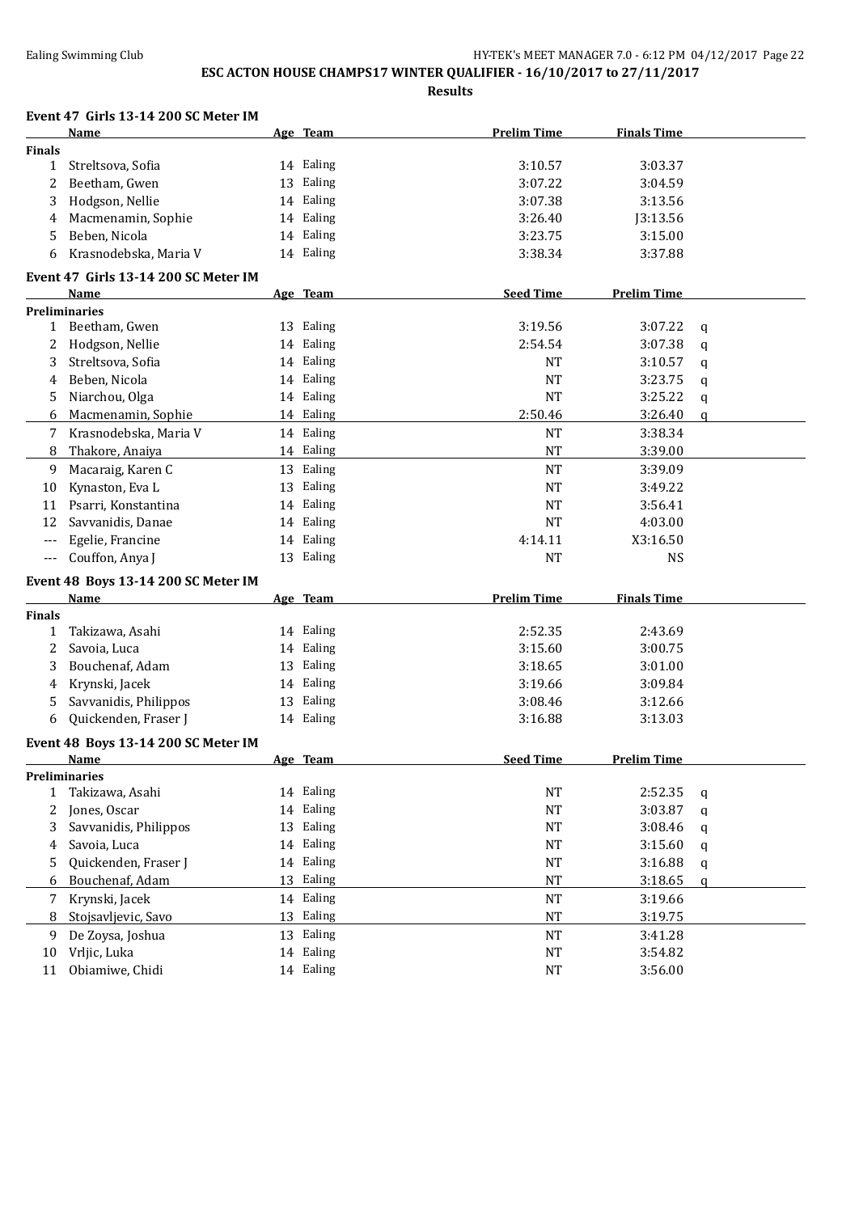**ESC ACTON HOUSE CHAMPS17 WINTER QUALIFIER - 16/10/2017 to 27/11/2017**

**Results**

### Event 47 Girls 13-14 200 SC Meter IM

| | Name | Age | Team | Prelim Time | Finals Time |
|---|---|---|---|---|---|
| **Finals** | | | | | |
| 1 | Streltsova, Sofia | 14 | Ealing | 3:10.57 | 3:03.37 |
| 2 | Beetham, Gwen | 13 | Ealing | 3:07.22 | 3:04.59 |
| 3 | Hodgson, Nellie | 14 | Ealing | 3:07.38 | 3:13.56 |
| 4 | Macmenamin, Sophie | 14 | Ealing | 3:26.40 | J3:13.56 |
| 5 | Beben, Nicola | 14 | Ealing | 3:23.75 | 3:15.00 |
| 6 | Krasnodebska, Maria V | 14 | Ealing | 3:38.34 | 3:37.88 |

### Event 47 Girls 13-14 200 SC Meter IM

| | Name | Age | Team | Seed Time | Prelim Time | |
|---|---|---|---|---|---|---|
| **Preliminaries** | | | | | | |
| 1 | Beetham, Gwen | 13 | Ealing | 3:19.56 | 3:07.22 | q |
| 2 | Hodgson, Nellie | 14 | Ealing | 2:54.54 | 3:07.38 | q |
| 3 | Streltsova, Sofia | 14 | Ealing | NT | 3:10.57 | q |
| 4 | Beben, Nicola | 14 | Ealing | NT | 3:23.75 | q |
| 5 | Niarchou, Olga | 14 | Ealing | NT | 3:25.22 | q |
| 6 | Macmenamin, Sophie | 14 | Ealing | 2:50.46 | 3:26.40 | q |
| 7 | Krasnodebska, Maria V | 14 | Ealing | NT | 3:38.34 | |
| 8 | Thakore, Anaiya | 14 | Ealing | NT | 3:39.00 | |
| 9 | Macaraig, Karen C | 13 | Ealing | NT | 3:39.09 | |
| 10 | Kynaston, Eva L | 13 | Ealing | NT | 3:49.22 | |
| 11 | Psarri, Konstantina | 14 | Ealing | NT | 3:56.41 | |
| 12 | Savvanidis, Danae | 14 | Ealing | NT | 4:03.00 | |
| --- | Egelie, Francine | 14 | Ealing | 4:14.11 | X3:16.50 | |
| --- | Couffon, Anya J | 13 | Ealing | NT | NS | |

### Event 48 Boys 13-14 200 SC Meter IM

| | Name | Age | Team | Prelim Time | Finals Time |
|---|---|---|---|---|---|
| **Finals** | | | | | |
| 1 | Takizawa, Asahi | 14 | Ealing | 2:52.35 | 2:43.69 |
| 2 | Savoia, Luca | 14 | Ealing | 3:15.60 | 3:00.75 |
| 3 | Bouchenaf, Adam | 13 | Ealing | 3:18.65 | 3:01.00 |
| 4 | Krynski, Jacek | 14 | Ealing | 3:19.66 | 3:09.84 |
| 5 | Savvanidis, Philippos | 13 | Ealing | 3:08.46 | 3:12.66 |
| 6 | Quickenden, Fraser J | 14 | Ealing | 3:16.88 | 3:13.03 |

### Event 48 Boys 13-14 200 SC Meter IM

| | Name | Age | Team | Seed Time | Prelim Time | |
|---|---|---|---|---|---|---|
| **Preliminaries** | | | | | | |
| 1 | Takizawa, Asahi | 14 | Ealing | NT | 2:52.35 | q |
| 2 | Jones, Oscar | 14 | Ealing | NT | 3:03.87 | q |
| 3 | Savvanidis, Philippos | 13 | Ealing | NT | 3:08.46 | q |
| 4 | Savoia, Luca | 14 | Ealing | NT | 3:15.60 | q |
| 5 | Quickenden, Fraser J | 14 | Ealing | NT | 3:16.88 | q |
| 6 | Bouchenaf, Adam | 13 | Ealing | NT | 3:18.65 | q |
| 7 | Krynski, Jacek | 14 | Ealing | NT | 3:19.66 | |
| 8 | Stojsavljevic, Savo | 13 | Ealing | NT | 3:19.75 | |
| 9 | De Zoysa, Joshua | 13 | Ealing | NT | 3:41.28 | |
| 10 | Vrljic, Luka | 14 | Ealing | NT | 3:54.82 | |
| 11 | Obiamiwe, Chidi | 14 | Ealing | NT | 3:56.00 | |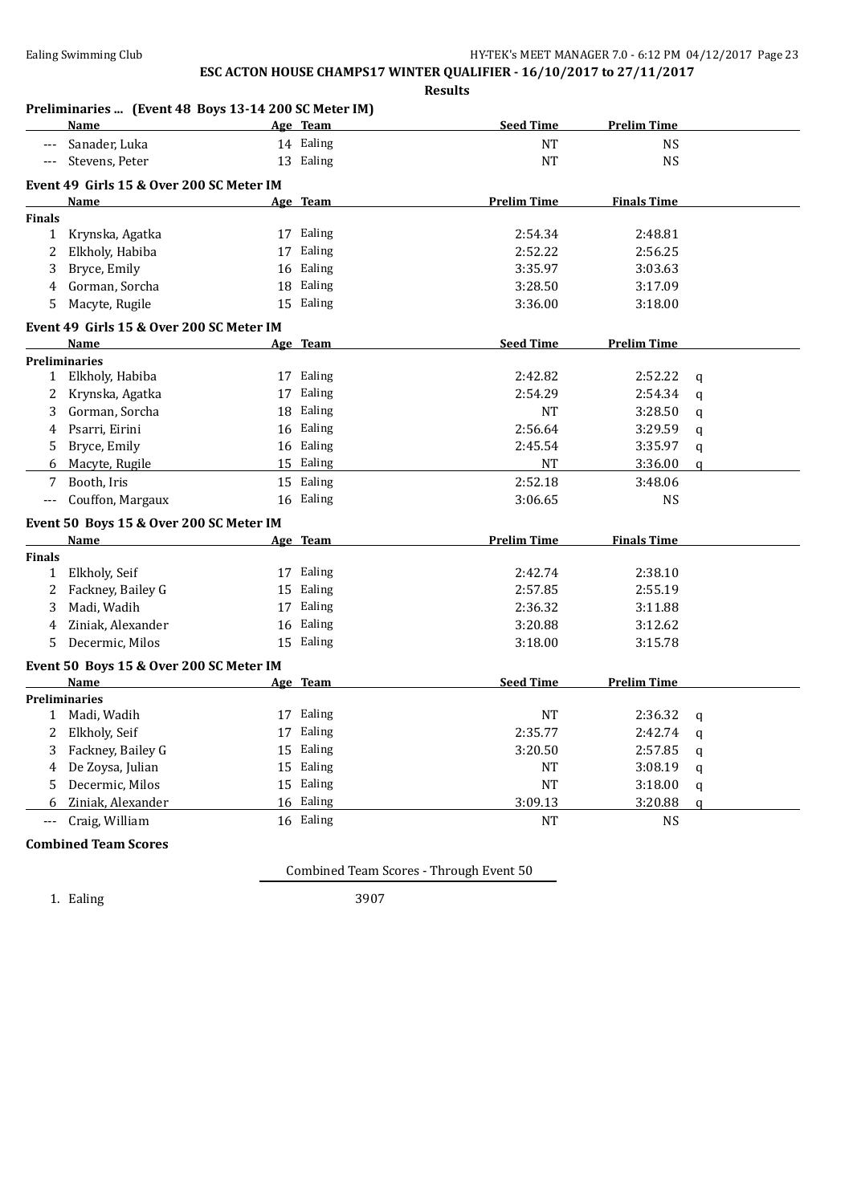**ESC ACTON HOUSE CHAMPS17 WINTER QUALIFIER - 16/10/2017 to 27/11/2017**

**Results**

### Preliminaries ... (Event 48 Boys 13-14 200 SC Meter IM)

| | Name | Age | Team | Seed Time | Prelim Time | |
|---|---|---|---|---|---|---|
| --- | Sanader, Luka | 14 | Ealing | NT | NS | |
| --- | Stevens, Peter | 13 | Ealing | NT | NS | |

### Event 49 Girls 15 & Over 200 SC Meter IM

| | Name | Age | Team | Prelim Time | Finals Time |
|---|---|---|---|---|---|
| **Finals** | | | | | |
| 1 | Krynska, Agatka | 17 | Ealing | 2:54.34 | 2:48.81 |
| 2 | Elkholy, Habiba | 17 | Ealing | 2:52.22 | 2:56.25 |
| 3 | Bryce, Emily | 16 | Ealing | 3:35.97 | 3:03.63 |
| 4 | Gorman, Sorcha | 18 | Ealing | 3:28.50 | 3:17.09 |
| 5 | Macyte, Rugile | 15 | Ealing | 3:36.00 | 3:18.00 |

### Event 49 Girls 15 & Over 200 SC Meter IM

| | Name | Age | Team | Seed Time | Prelim Time | |
|---|---|---|---|---|---|---|
| **Preliminaries** | | | | | | |
| 1 | Elkholy, Habiba | 17 | Ealing | 2:42.82 | 2:52.22 | q |
| 2 | Krynska, Agatka | 17 | Ealing | 2:54.29 | 2:54.34 | q |
| 3 | Gorman, Sorcha | 18 | Ealing | NT | 3:28.50 | q |
| 4 | Psarri, Eirini | 16 | Ealing | 2:56.64 | 3:29.59 | q |
| 5 | Bryce, Emily | 16 | Ealing | 2:45.54 | 3:35.97 | q |
| 6 | Macyte, Rugile | 15 | Ealing | NT | 3:36.00 | q |
| 7 | Booth, Iris | 15 | Ealing | 2:52.18 | 3:48.06 | |
| --- | Couffon, Margaux | 16 | Ealing | 3:06.65 | NS | |

### Event 50 Boys 15 & Over 200 SC Meter IM

| | Name | Age | Team | Prelim Time | Finals Time |
|---|---|---|---|---|---|
| **Finals** | | | | | |
| 1 | Elkholy, Seif | 17 | Ealing | 2:42.74 | 2:38.10 |
| 2 | Fackney, Bailey G | 15 | Ealing | 2:57.85 | 2:55.19 |
| 3 | Madi, Wadih | 17 | Ealing | 2:36.32 | 3:11.88 |
| 4 | Ziniak, Alexander | 16 | Ealing | 3:20.88 | 3:12.62 |
| 5 | Decermic, Milos | 15 | Ealing | 3:18.00 | 3:15.78 |

### Event 50 Boys 15 & Over 200 SC Meter IM

| | Name | Age | Team | Seed Time | Prelim Time | |
|---|---|---|---|---|---|---|
| **Preliminaries** | | | | | | |
| 1 | Madi, Wadih | 17 | Ealing | NT | 2:36.32 | q |
| 2 | Elkholy, Seif | 17 | Ealing | 2:35.77 | 2:42.74 | q |
| 3 | Fackney, Bailey G | 15 | Ealing | 3:20.50 | 2:57.85 | q |
| 4 | De Zoysa, Julian | 15 | Ealing | NT | 3:08.19 | q |
| 5 | Decermic, Milos | 15 | Ealing | NT | 3:18.00 | q |
| 6 | Ziniak, Alexander | 16 | Ealing | 3:09.13 | 3:20.88 | q |
| --- | Craig, William | 16 | Ealing | NT | NS | |

### Combined Team Scores

Combined Team Scores - Through Event 50

| | Team | Score |
|---|---|---|
| 1. | Ealing | 3907 |